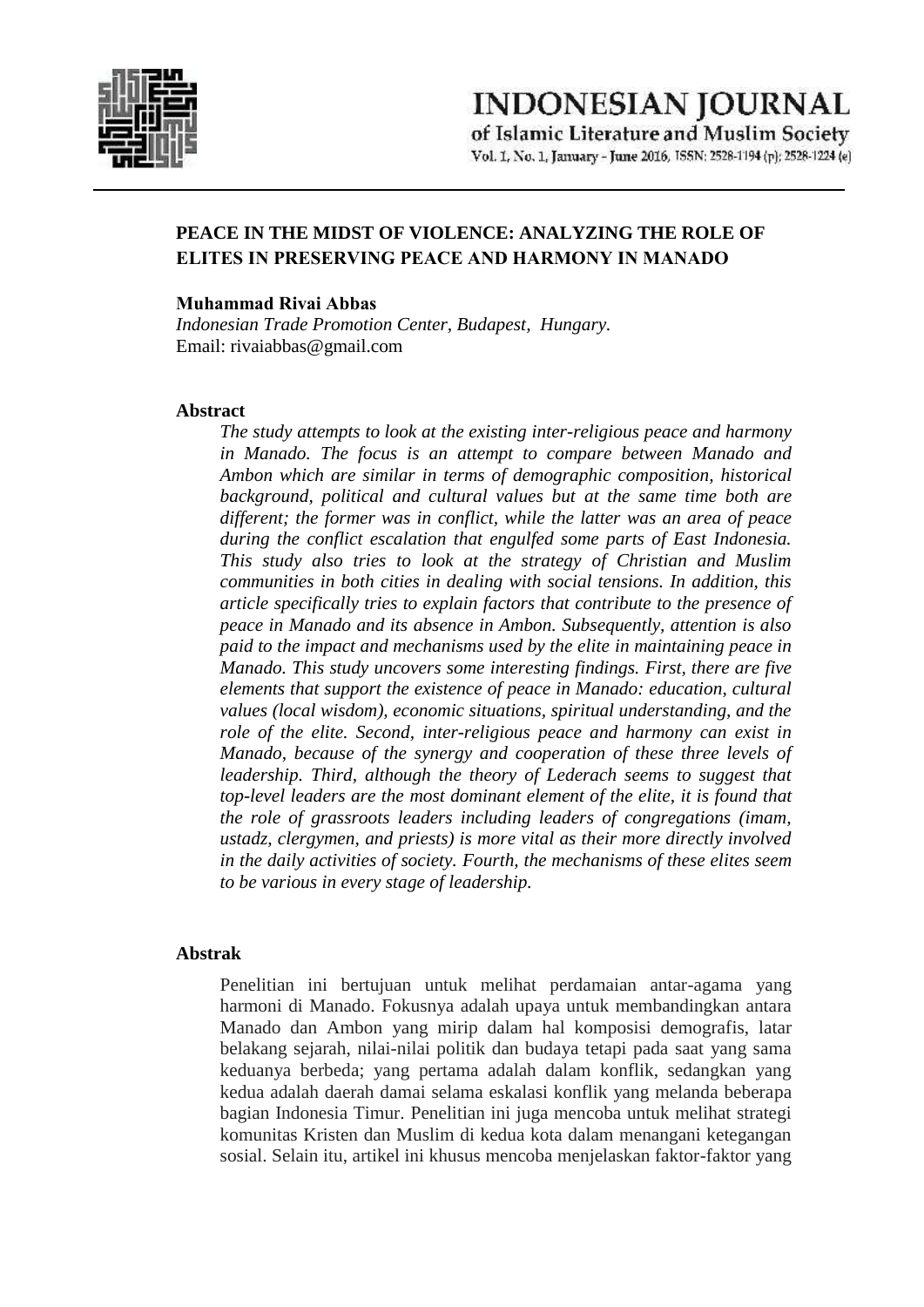# PEACE IN THE MIDST OF VIOLENCE: ANALYZING THE ROLE OF ELITES IN PRESERVING PEACE AND HARMONY IN MANADO

**Muhammad Rivai Abbas**

*Indonesian Trade Promotion Center, Budapest, Hungary.*

Email: rivaiabbas@gmail.com

## Abstract

*The study attempts to look at the existing inter-religious peace and harmony in Manado. The focus is an attempt to compare between Manado and Ambon which are similar in terms of demographic composition, historical background, political and cultural values but at the same time both are different; the former was in conflict, while the latter was an area of peace during the conflict escalation that engulfed some parts of East Indonesia. This study also tries to look at the strategy of Christian and Muslim communities in both cities in dealing with social tensions. In addition, this article specifically tries to explain factors that contribute to the presence of peace in Manado and its absence in Ambon. Subsequently, attention is also paid to the impact and mechanisms used by the elite in maintaining peace in Manado. This study uncovers some interesting findings. First, there are five elements that support the existence of peace in Manado: education, cultural values (local wisdom), economic situations, spiritual understanding, and the role of the elite. Second, inter-religious peace and harmony can exist in Manado, because of the synergy and cooperation of these three levels of leadership. Third, although the theory of Lederach seems to suggest that top-level leaders are the most dominant element of the elite, it is found that the role of grassroots leaders including leaders of congregations (imam, ustadz, clergymen, and priests) is more vital as their more directly involved in the daily activities of society. Fourth, the mechanisms of these elites seem to be various in every stage of leadership.*

## Abstrak

Penelitian ini bertujuan untuk melihat perdamaian antar-agama yang harmoni di Manado. Fokusnya adalah upaya untuk membandingkan antara Manado dan Ambon yang mirip dalam hal komposisi demografis, latar belakang sejarah, nilai-nilai politik dan budaya tetapi pada saat yang sama keduanya berbeda; yang pertama adalah dalam konflik, sedangkan yang kedua adalah daerah damai selama eskalasi konflik yang melanda beberapa bagian Indonesia Timur. Penelitian ini juga mencoba untuk melihat strategi komunitas Kristen dan Muslim di kedua kota dalam menangani ketegangan sosial. Selain itu, artikel ini khusus mencoba menjelaskan faktor-faktor yang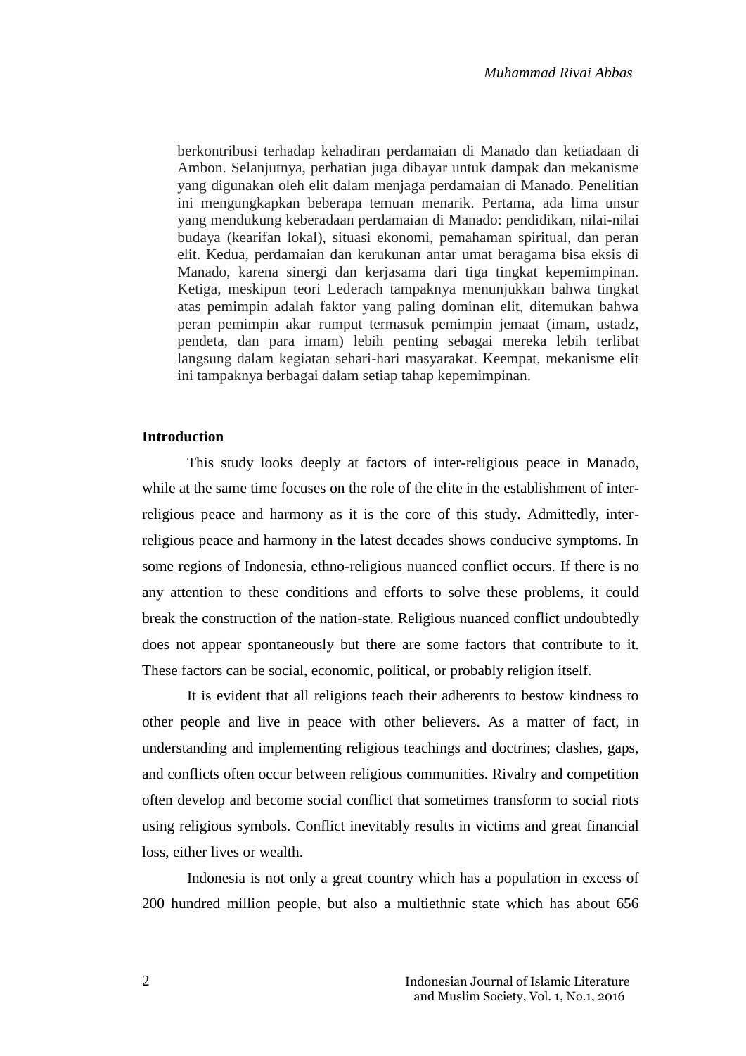berkontribusi terhadap kehadiran perdamaian di Manado dan ketiadaan di Ambon. Selanjutnya, perhatian juga dibayar untuk dampak dan mekanisme yang digunakan oleh elit dalam menjaga perdamaian di Manado. Penelitian ini mengungkapkan beberapa temuan menarik. Pertama, ada lima unsur yang mendukung keberadaan perdamaian di Manado: pendidikan, nilai-nilai budaya (kearifan lokal), situasi ekonomi, pemahaman spiritual, dan peran elit. Kedua, perdamaian dan kerukunan antar umat beragama bisa eksis di Manado, karena sinergi dan kerjasama dari tiga tingkat kepemimpinan. Ketiga, meskipun teori Lederach tampaknya menunjukkan bahwa tingkat atas pemimpin adalah faktor yang paling dominan elit, ditemukan bahwa peran pemimpin akar rumput termasuk pemimpin jemaat (imam, ustadz, pendeta, dan para imam) lebih penting sebagai mereka lebih terlibat langsung dalam kegiatan sehari-hari masyarakat. Keempat, mekanisme elit ini tampaknya berbagai dalam setiap tahap kepemimpinan.

## Introduction

This study looks deeply at factors of inter-religious peace in Manado, while at the same time focuses on the role of the elite in the establishment of inter-religious peace and harmony as it is the core of this study. Admittedly, inter-religious peace and harmony in the latest decades shows conducive symptoms. In some regions of Indonesia, ethno-religious nuanced conflict occurs. If there is no any attention to these conditions and efforts to solve these problems, it could break the construction of the nation-state. Religious nuanced conflict undoubtedly does not appear spontaneously but there are some factors that contribute to it. These factors can be social, economic, political, or probably religion itself.

It is evident that all religions teach their adherents to bestow kindness to other people and live in peace with other believers. As a matter of fact, in understanding and implementing religious teachings and doctrines; clashes, gaps, and conflicts often occur between religious communities. Rivalry and competition often develop and become social conflict that sometimes transform to social riots using religious symbols. Conflict inevitably results in victims and great financial loss, either lives or wealth.

Indonesia is not only a great country which has a population in excess of 200 hundred million people, but also a multiethnic state which has about 656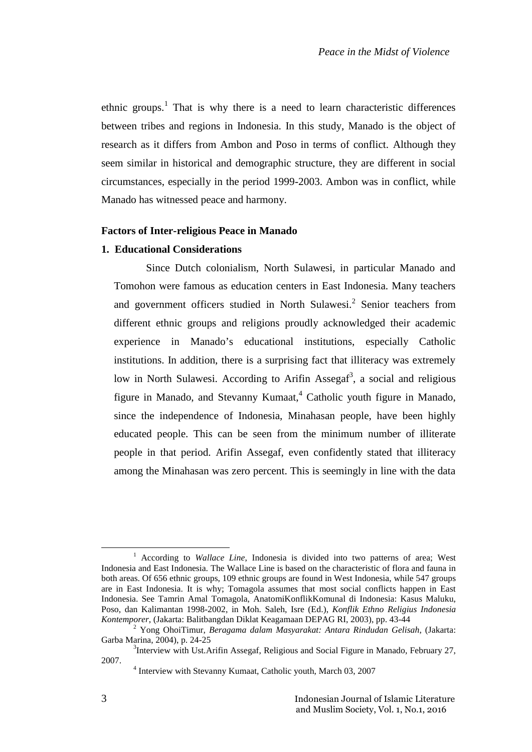ethnic groups.[1] That is why there is a need to learn characteristic differences between tribes and regions in Indonesia. In this study, Manado is the object of research as it differs from Ambon and Poso in terms of conflict. Although they seem similar in historical and demographic structure, they are different in social circumstances, especially in the period 1999-2003. Ambon was in conflict, while Manado has witnessed peace and harmony.

**Factors of Inter-religious Peace in Manado**

**1. Educational Considerations**

Since Dutch colonialism, North Sulawesi, in particular Manado and Tomohon were famous as education centers in East Indonesia. Many teachers and government officers studied in North Sulawesi.[2] Senior teachers from different ethnic groups and religions proudly acknowledged their academic experience in Manado's educational institutions, especially Catholic institutions. In addition, there is a surprising fact that illiteracy was extremely low in North Sulawesi. According to Arifin Assegaf[3], a social and religious figure in Manado, and Stevanny Kumaat,[4] Catholic youth figure in Manado, since the independence of Indonesia, Minahasan people, have been highly educated people. This can be seen from the minimum number of illiterate people in that period. Arifin Assegaf, even confidently stated that illiteracy among the Minahasan was zero percent. This is seemingly in line with the data

---

[1] According to *Wallace Line*, Indonesia is divided into two patterns of area; West Indonesia and East Indonesia. The Wallace Line is based on the characteristic of flora and fauna in both areas. Of 656 ethnic groups, 109 ethnic groups are found in West Indonesia, while 547 groups are in East Indonesia. It is why; Tomagola assumes that most social conflicts happen in East Indonesia. See Tamrin Amal Tomagola, AnatomiKonflikKomunal di Indonesia: Kasus Maluku, Poso, dan Kalimantan 1998-2002, in Moh. Saleh, Isre (Ed.), *Konflik Ethno Religius Indonesia Kontemporer*, (Jakarta: Balitbangdan Diklat Keagamaan DEPAG RI, 2003), pp. 43-44

[2] Yong OhoiTimur, *Beragama dalam Masyarakat: Antara Rindudan Gelisah*, (Jakarta: Garba Marina, 2004), p. 24-25

[3] Interview with Ust.Arifin Assegaf, Religious and Social Figure in Manado, February 27, 2007.

[4] Interview with Stevanny Kumaat, Catholic youth, March 03, 2007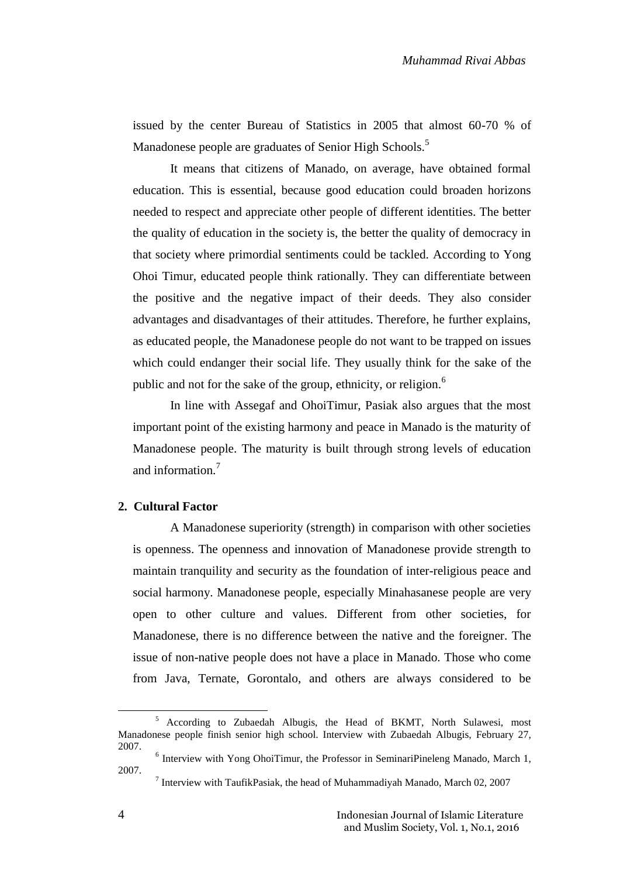issued by the center Bureau of Statistics in 2005 that almost 60-70 % of Manadonese people are graduates of Senior High Schools.[5]

It means that citizens of Manado, on average, have obtained formal education. This is essential, because good education could broaden horizons needed to respect and appreciate other people of different identities. The better the quality of education in the society is, the better the quality of democracy in that society where primordial sentiments could be tackled. According to Yong Ohoi Timur, educated people think rationally. They can differentiate between the positive and the negative impact of their deeds. They also consider advantages and disadvantages of their attitudes. Therefore, he further explains, as educated people, the Manadonese people do not want to be trapped on issues which could endanger their social life. They usually think for the sake of the public and not for the sake of the group, ethnicity, or religion.[6]

In line with Assegaf and OhoiTimur, Pasiak also argues that the most important point of the existing harmony and peace in Manado is the maturity of Manadonese people. The maturity is built through strong levels of education and information.[7]

### 2. Cultural Factor

A Manadonese superiority (strength) in comparison with other societies is openness. The openness and innovation of Manadonese provide strength to maintain tranquility and security as the foundation of inter-religious peace and social harmony. Manadonese people, especially Minahasanese people are very open to other culture and values. Different from other societies, for Manadonese, there is no difference between the native and the foreigner. The issue of non-native people does not have a place in Manado. Those who come from Java, Ternate, Gorontalo, and others are always considered to be

---

[5] According to Zubaedah Albugis, the Head of BKMT, North Sulawesi, most Manadonese people finish senior high school. Interview with Zubaedah Albugis, February 27, 2007.

[6] Interview with Yong OhoiTimur, the Professor in SeminariPineleng Manado, March 1, 2007.

[7] Interview with TaufikPasiak, the head of Muhammadiyah Manado, March 02, 2007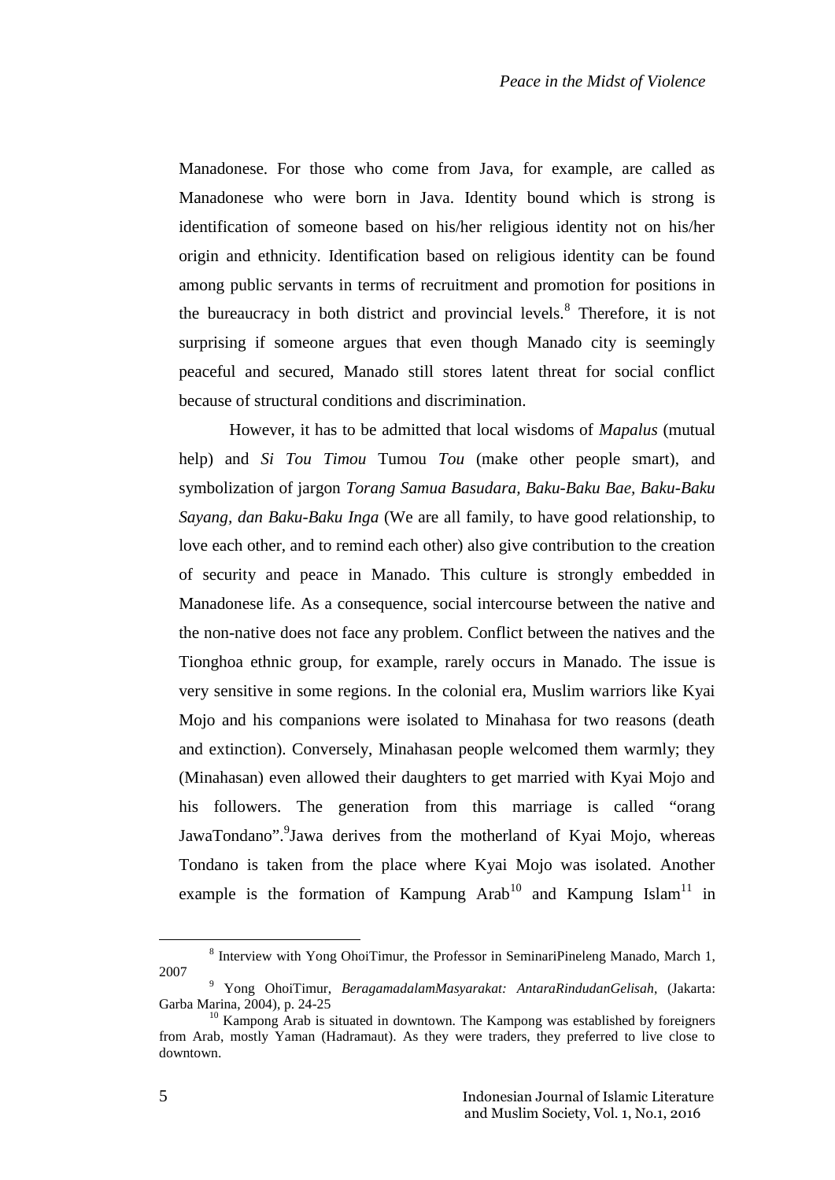Manadonese. For those who come from Java, for example, are called as Manadonese who were born in Java. Identity bound which is strong is identification of someone based on his/her religious identity not on his/her origin and ethnicity. Identification based on religious identity can be found among public servants in terms of recruitment and promotion for positions in the bureaucracy in both district and provincial levels.[8] Therefore, it is not surprising if someone argues that even though Manado city is seemingly peaceful and secured, Manado still stores latent threat for social conflict because of structural conditions and discrimination.

However, it has to be admitted that local wisdoms of *Mapalus* (mutual help) and *Si Tou Timou* Tumou *Tou* (make other people smart), and symbolization of jargon *Torang Samua Basudara, Baku-Baku Bae, Baku-Baku Sayang, dan Baku-Baku Inga* (We are all family, to have good relationship, to love each other, and to remind each other) also give contribution to the creation of security and peace in Manado. This culture is strongly embedded in Manadonese life. As a consequence, social intercourse between the native and the non-native does not face any problem. Conflict between the natives and the Tionghoa ethnic group, for example, rarely occurs in Manado. The issue is very sensitive in some regions. In the colonial era, Muslim warriors like Kyai Mojo and his companions were isolated to Minahasa for two reasons (death and extinction). Conversely, Minahasan people welcomed them warmly; they (Minahasan) even allowed their daughters to get married with Kyai Mojo and his followers. The generation from this marriage is called "orang JawaTondano".[9]Jawa derives from the motherland of Kyai Mojo, whereas Tondano is taken from the place where Kyai Mojo was isolated. Another example is the formation of Kampung Arab[10] and Kampung Islam[11] in

---

[8] Interview with Yong OhoiTimur, the Professor in SeminariPineleng Manado, March 1, 2007

[9] Yong OhoiTimur, *BeragamadalamMasyarakat: AntaraRindudanGelisah*, (Jakarta: Garba Marina, 2004), p. 24-25

[10] Kampong Arab is situated in downtown. The Kampong was established by foreigners from Arab, mostly Yaman (Hadramaut). As they were traders, they preferred to live close to downtown.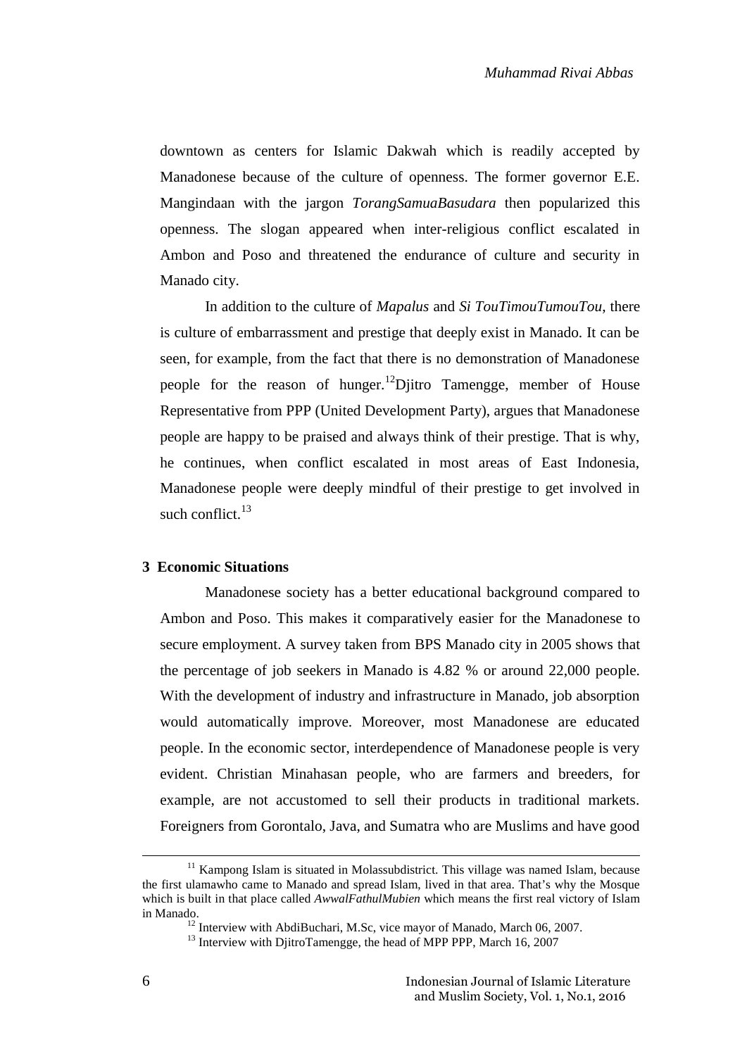downtown as centers for Islamic Dakwah which is readily accepted by Manadonese because of the culture of openness. The former governor E.E. Mangindaan with the jargon *TorangSamuaBasudara* then popularized this openness. The slogan appeared when inter-religious conflict escalated in Ambon and Poso and threatened the endurance of culture and security in Manado city.

In addition to the culture of *Mapalus* and *Si TouTimouTumouTou*, there is culture of embarrassment and prestige that deeply exist in Manado. It can be seen, for example, from the fact that there is no demonstration of Manadonese people for the reason of hunger.[12]Djitro Tamengge, member of House Representative from PPP (United Development Party), argues that Manadonese people are happy to be praised and always think of their prestige. That is why, he continues, when conflict escalated in most areas of East Indonesia, Manadonese people were deeply mindful of their prestige to get involved in such conflict.[13]

### 3 Economic Situations

Manadonese society has a better educational background compared to Ambon and Poso. This makes it comparatively easier for the Manadonese to secure employment. A survey taken from BPS Manado city in 2005 shows that the percentage of job seekers in Manado is 4.82 % or around 22,000 people. With the development of industry and infrastructure in Manado, job absorption would automatically improve. Moreover, most Manadonese are educated people. In the economic sector, interdependence of Manadonese people is very evident. Christian Minahasan people, who are farmers and breeders, for example, are not accustomed to sell their products in traditional markets. Foreigners from Gorontalo, Java, and Sumatra who are Muslims and have good

---

[11] Kampong Islam is situated in Molassubdistrict. This village was named Islam, because the first ulamawho came to Manado and spread Islam, lived in that area. That's why the Mosque which is built in that place called *AwwalFathulMubien* which means the first real victory of Islam in Manado.

[12] Interview with AbdiBuchari, M.Sc, vice mayor of Manado, March 06, 2007.

[13] Interview with DjitroTamengge, the head of MPP PPP, March 16, 2007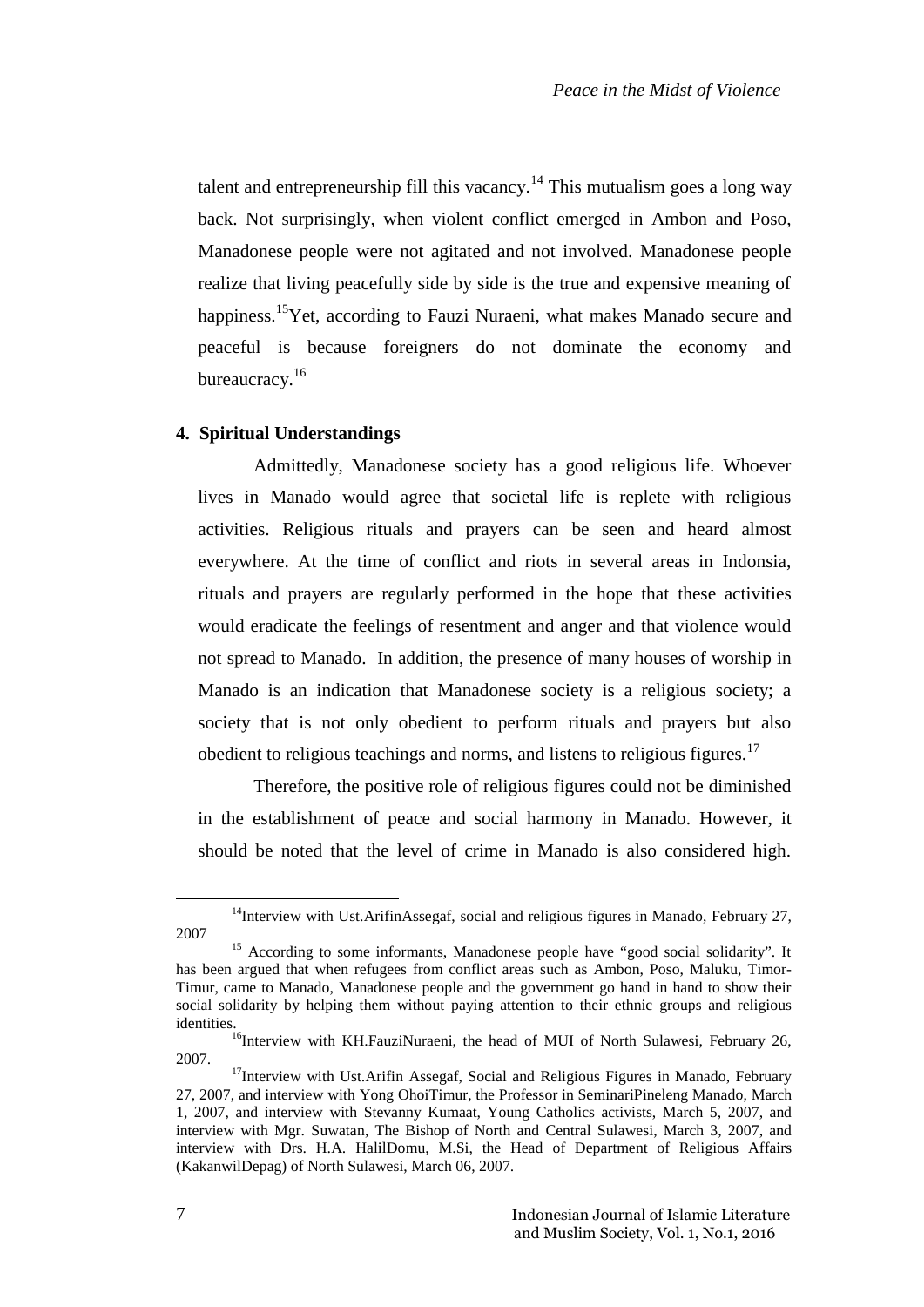talent and entrepreneurship fill this vacancy.[14] This mutualism goes a long way back. Not surprisingly, when violent conflict emerged in Ambon and Poso, Manadonese people were not agitated and not involved. Manadonese people realize that living peacefully side by side is the true and expensive meaning of happiness.[15]Yet, according to Fauzi Nuraeni, what makes Manado secure and peaceful is because foreigners do not dominate the economy and bureaucracy.[16]

### 4. Spiritual Understandings

Admittedly, Manadonese society has a good religious life. Whoever lives in Manado would agree that societal life is replete with religious activities. Religious rituals and prayers can be seen and heard almost everywhere. At the time of conflict and riots in several areas in Indonsia, rituals and prayers are regularly performed in the hope that these activities would eradicate the feelings of resentment and anger and that violence would not spread to Manado. In addition, the presence of many houses of worship in Manado is an indication that Manadonese society is a religious society; a society that is not only obedient to perform rituals and prayers but also obedient to religious teachings and norms, and listens to religious figures.[17]

Therefore, the positive role of religious figures could not be diminished in the establishment of peace and social harmony in Manado. However, it should be noted that the level of crime in Manado is also considered high.

---

[14]Interview with Ust.ArifinAssegaf, social and religious figures in Manado, February 27, 2007

[15] According to some informants, Manadonese people have "good social solidarity". It has been argued that when refugees from conflict areas such as Ambon, Poso, Maluku, Timor-Timur, came to Manado, Manadonese people and the government go hand in hand to show their social solidarity by helping them without paying attention to their ethnic groups and religious identities.

[16]Interview with KH.FauziNuraeni, the head of MUI of North Sulawesi, February 26, 2007.

[17]Interview with Ust.Arifin Assegaf, Social and Religious Figures in Manado, February 27, 2007, and interview with Yong OhoiTimur, the Professor in SeminariPineleng Manado, March 1, 2007, and interview with Stevanny Kumaat, Young Catholics activists, March 5, 2007, and interview with Mgr. Suwatan, The Bishop of North and Central Sulawesi, March 3, 2007, and interview with Drs. H.A. HalilDomu, M.Si, the Head of Department of Religious Affairs (KakanwilDepag) of North Sulawesi, March 06, 2007.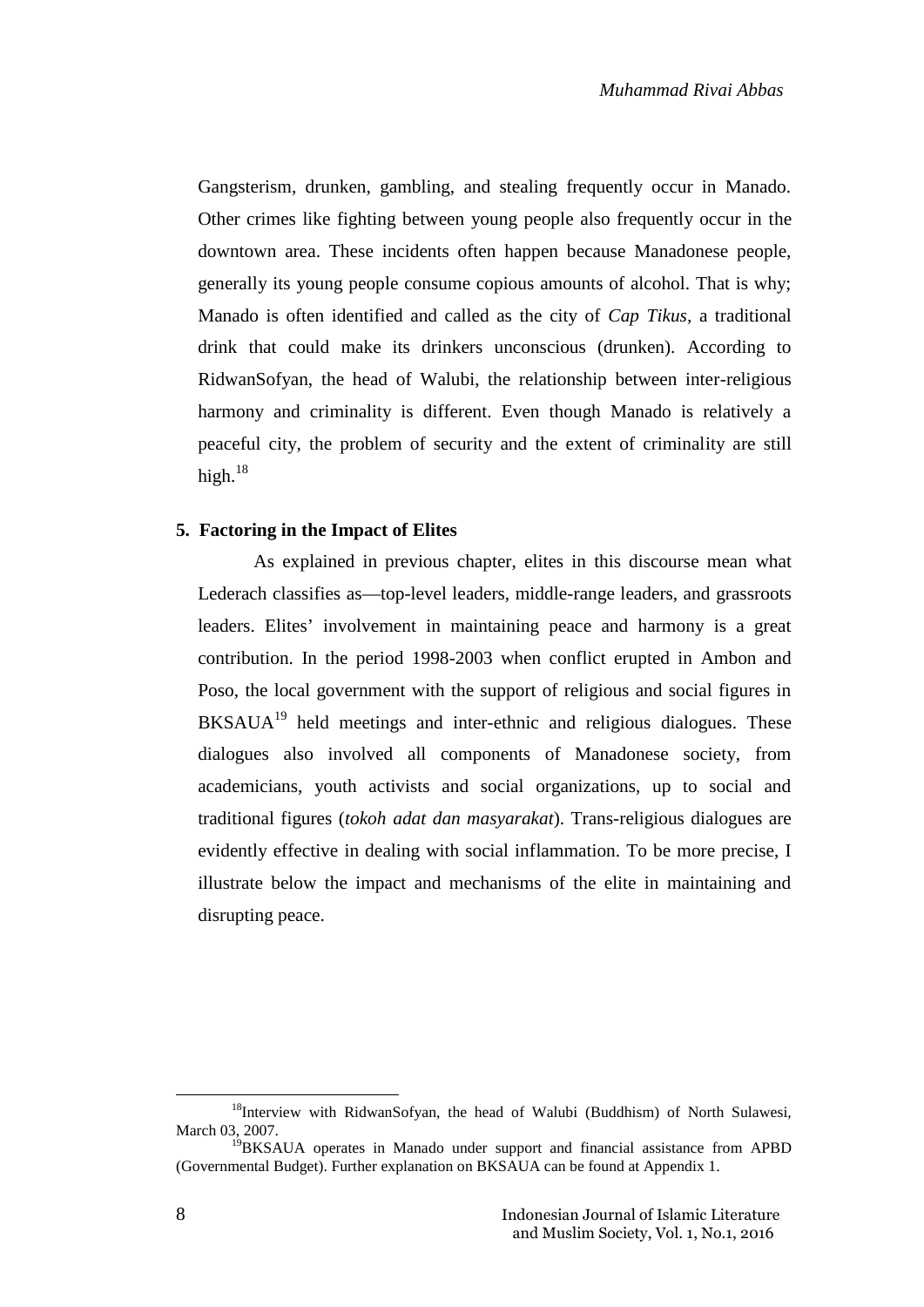Gangsterism, drunken, gambling, and stealing frequently occur in Manado. Other crimes like fighting between young people also frequently occur in the downtown area. These incidents often happen because Manadonese people, generally its young people consume copious amounts of alcohol. That is why; Manado is often identified and called as the city of *Cap Tikus,* a traditional drink that could make its drinkers unconscious (drunken). According to RidwanSofyan, the head of Walubi, the relationship between inter-religious harmony and criminality is different. Even though Manado is relatively a peaceful city, the problem of security and the extent of criminality are still high.[18]

### 5. Factoring in the Impact of Elites

As explained in previous chapter, elites in this discourse mean what Lederach classifies as—top-level leaders, middle-range leaders, and grassroots leaders. Elites' involvement in maintaining peace and harmony is a great contribution. In the period 1998-2003 when conflict erupted in Ambon and Poso, the local government with the support of religious and social figures in BKSAUA[19] held meetings and inter-ethnic and religious dialogues. These dialogues also involved all components of Manadonese society, from academicians, youth activists and social organizations, up to social and traditional figures (*tokoh adat dan masyarakat*). Trans-religious dialogues are evidently effective in dealing with social inflammation. To be more precise, I illustrate below the impact and mechanisms of the elite in maintaining and disrupting peace.

---

[18]Interview with RidwanSofyan, the head of Walubi (Buddhism) of North Sulawesi, March 03, 2007.

[19]BKSAUA operates in Manado under support and financial assistance from APBD (Governmental Budget). Further explanation on BKSAUA can be found at Appendix 1.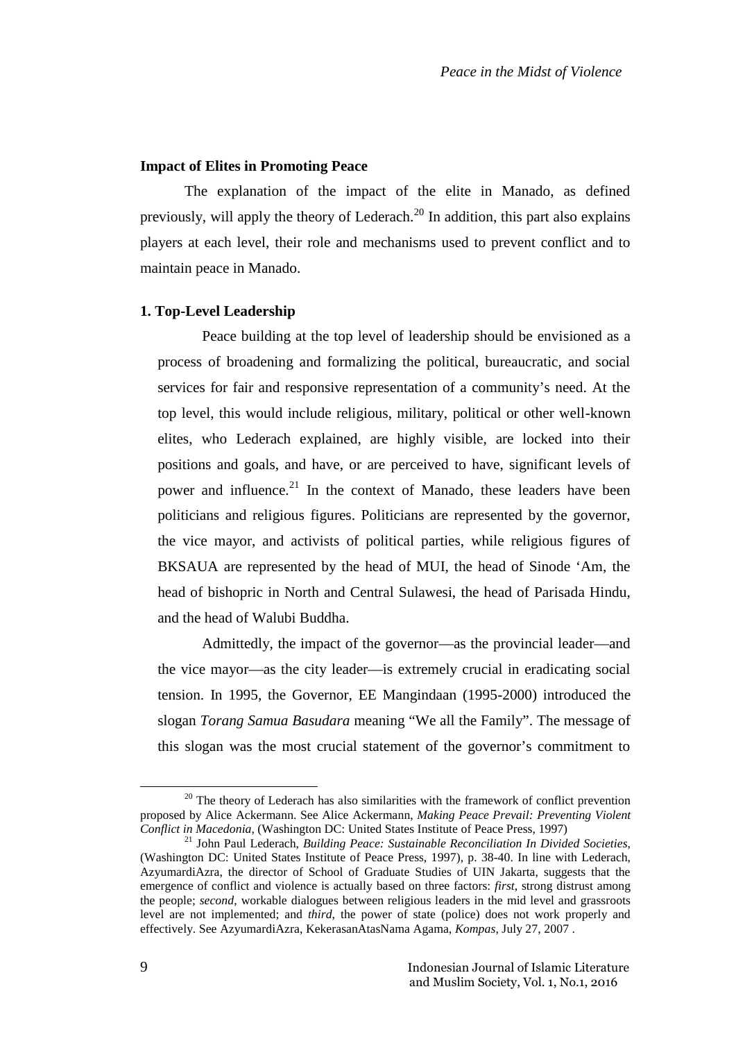**Impact of Elites in Promoting Peace**

The explanation of the impact of the elite in Manado, as defined previously, will apply the theory of Lederach.[20] In addition, this part also explains players at each level, their role and mechanisms used to prevent conflict and to maintain peace in Manado.

**1. Top-Level Leadership**

Peace building at the top level of leadership should be envisioned as a process of broadening and formalizing the political, bureaucratic, and social services for fair and responsive representation of a community's need. At the top level, this would include religious, military, political or other well-known elites, who Lederach explained, are highly visible, are locked into their positions and goals, and have, or are perceived to have, significant levels of power and influence.[21] In the context of Manado, these leaders have been politicians and religious figures. Politicians are represented by the governor, the vice mayor, and activists of political parties, while religious figures of BKSAUA are represented by the head of MUI, the head of Sinode 'Am, the head of bishopric in North and Central Sulawesi, the head of Parisada Hindu, and the head of Walubi Buddha.

Admittedly, the impact of the governor—as the provincial leader—and the vice mayor—as the city leader—is extremely crucial in eradicating social tension. In 1995, the Governor, EE Mangindaan (1995-2000) introduced the slogan *Torang Samua Basudara* meaning "We all the Family". The message of this slogan was the most crucial statement of the governor's commitment to

---

[20] The theory of Lederach has also similarities with the framework of conflict prevention proposed by Alice Ackermann. See Alice Ackermann, *Making Peace Prevail: Preventing Violent Conflict in Macedonia*, (Washington DC: United States Institute of Peace Press, 1997)

[21] John Paul Lederach, *Building Peace: Sustainable Reconciliation In Divided Societies*, (Washington DC: United States Institute of Peace Press, 1997), p. 38-40. In line with Lederach, AzyumardiAzra, the director of School of Graduate Studies of UIN Jakarta, suggests that the emergence of conflict and violence is actually based on three factors: *first*, strong distrust among the people; *second*, workable dialogues between religious leaders in the mid level and grassroots level are not implemented; and *third*, the power of state (police) does not work properly and effectively. See AzyumardiAzra, KekerasanAtasNama Agama, *Kompas*, July 27, 2007 .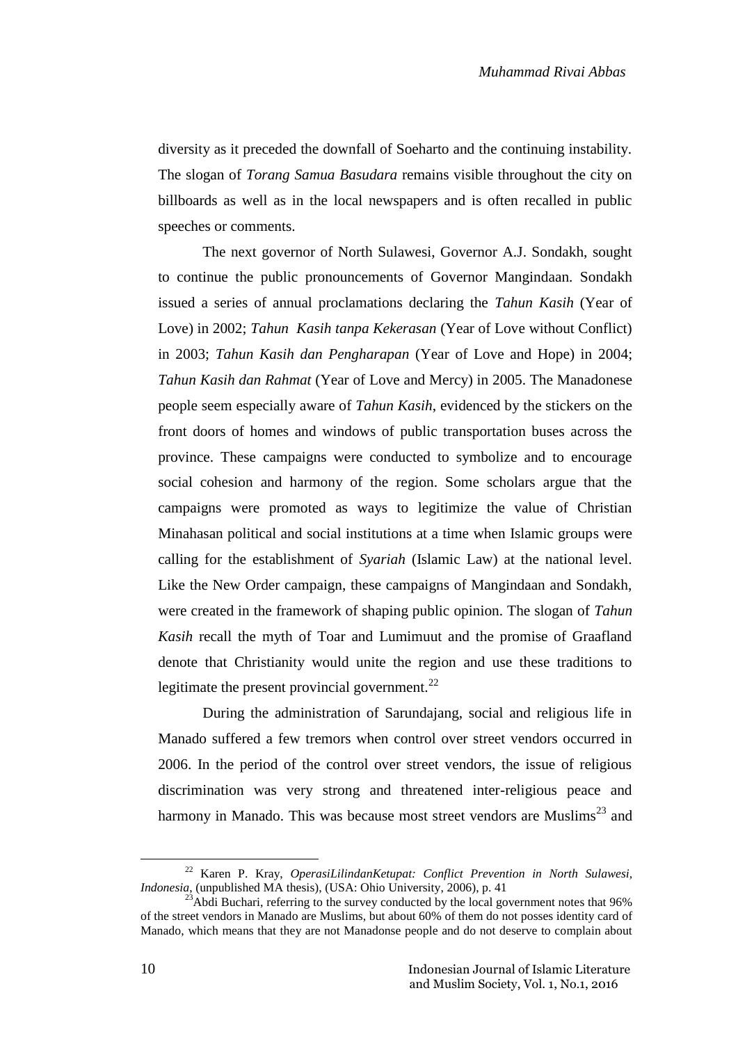diversity as it preceded the downfall of Soeharto and the continuing instability. The slogan of *Torang Samua Basudara* remains visible throughout the city on billboards as well as in the local newspapers and is often recalled in public speeches or comments.

The next governor of North Sulawesi, Governor A.J. Sondakh, sought to continue the public pronouncements of Governor Mangindaan. Sondakh issued a series of annual proclamations declaring the *Tahun Kasih* (Year of Love) in 2002; *Tahun Kasih tanpa Kekerasan* (Year of Love without Conflict) in 2003; *Tahun Kasih dan Pengharapan* (Year of Love and Hope) in 2004; *Tahun Kasih dan Rahmat* (Year of Love and Mercy) in 2005. The Manadonese people seem especially aware of *Tahun Kasih*, evidenced by the stickers on the front doors of homes and windows of public transportation buses across the province. These campaigns were conducted to symbolize and to encourage social cohesion and harmony of the region. Some scholars argue that the campaigns were promoted as ways to legitimize the value of Christian Minahasan political and social institutions at a time when Islamic groups were calling for the establishment of *Syariah* (Islamic Law) at the national level. Like the New Order campaign, these campaigns of Mangindaan and Sondakh, were created in the framework of shaping public opinion. The slogan of *Tahun Kasih* recall the myth of Toar and Lumimuut and the promise of Graafland denote that Christianity would unite the region and use these traditions to legitimate the present provincial government.[22]

During the administration of Sarundajang, social and religious life in Manado suffered a few tremors when control over street vendors occurred in 2006. In the period of the control over street vendors, the issue of religious discrimination was very strong and threatened inter-religious peace and harmony in Manado. This was because most street vendors are Muslims[23] and

---

[22] Karen P. Kray, *OperasiLilindanKetupat: Conflict Prevention in North Sulawesi, Indonesia*, (unpublished MA thesis), (USA: Ohio University, 2006), p. 41

[23] Abdi Buchari, referring to the survey conducted by the local government notes that 96% of the street vendors in Manado are Muslims, but about 60% of them do not posses identity card of Manado, which means that they are not Manadonse people and do not deserve to complain about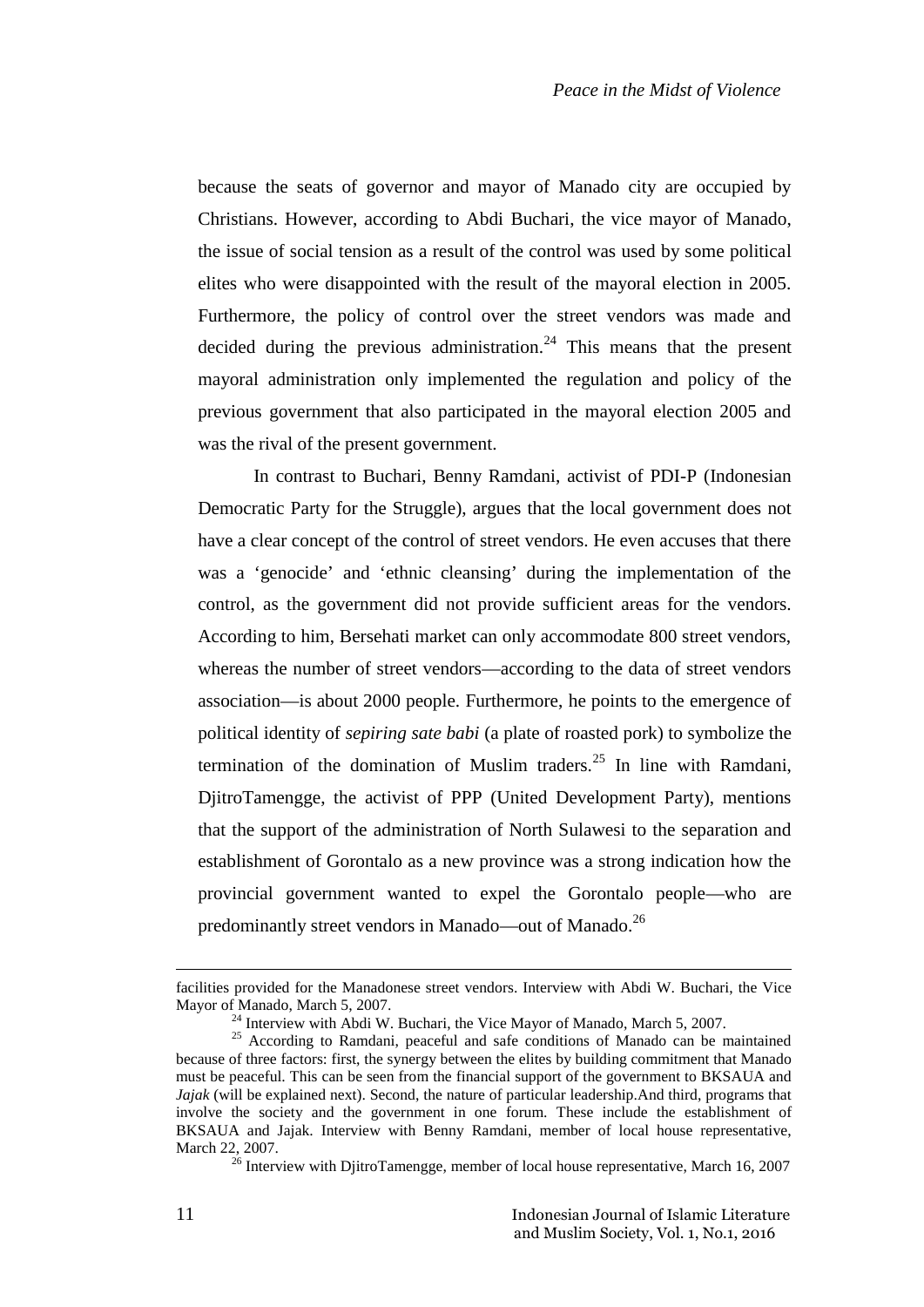because the seats of governor and mayor of Manado city are occupied by Christians. However, according to Abdi Buchari, the vice mayor of Manado, the issue of social tension as a result of the control was used by some political elites who were disappointed with the result of the mayoral election in 2005. Furthermore, the policy of control over the street vendors was made and decided during the previous administration.[24] This means that the present mayoral administration only implemented the regulation and policy of the previous government that also participated in the mayoral election 2005 and was the rival of the present government.

In contrast to Buchari, Benny Ramdani, activist of PDI-P (Indonesian Democratic Party for the Struggle), argues that the local government does not have a clear concept of the control of street vendors. He even accuses that there was a 'genocide' and 'ethnic cleansing' during the implementation of the control, as the government did not provide sufficient areas for the vendors. According to him, Bersehati market can only accommodate 800 street vendors, whereas the number of street vendors—according to the data of street vendors association—is about 2000 people. Furthermore, he points to the emergence of political identity of *sepiring sate babi* (a plate of roasted pork) to symbolize the termination of the domination of Muslim traders.[25] In line with Ramdani, DjitroTamengge, the activist of PPP (United Development Party), mentions that the support of the administration of North Sulawesi to the separation and establishment of Gorontalo as a new province was a strong indication how the provincial government wanted to expel the Gorontalo people—who are predominantly street vendors in Manado—out of Manado.[26]

---

facilities provided for the Manadonese street vendors. Interview with Abdi W. Buchari, the Vice Mayor of Manado, March 5, 2007.

[24] Interview with Abdi W. Buchari, the Vice Mayor of Manado, March 5, 2007.

[25] According to Ramdani, peaceful and safe conditions of Manado can be maintained because of three factors: first, the synergy between the elites by building commitment that Manado must be peaceful. This can be seen from the financial support of the government to BKSAUA and *Jajak* (will be explained next). Second, the nature of particular leadership.And third, programs that involve the society and the government in one forum. These include the establishment of BKSAUA and Jajak. Interview with Benny Ramdani, member of local house representative, March 22, 2007.

[26] Interview with DjitroTamengge, member of local house representative, March 16, 2007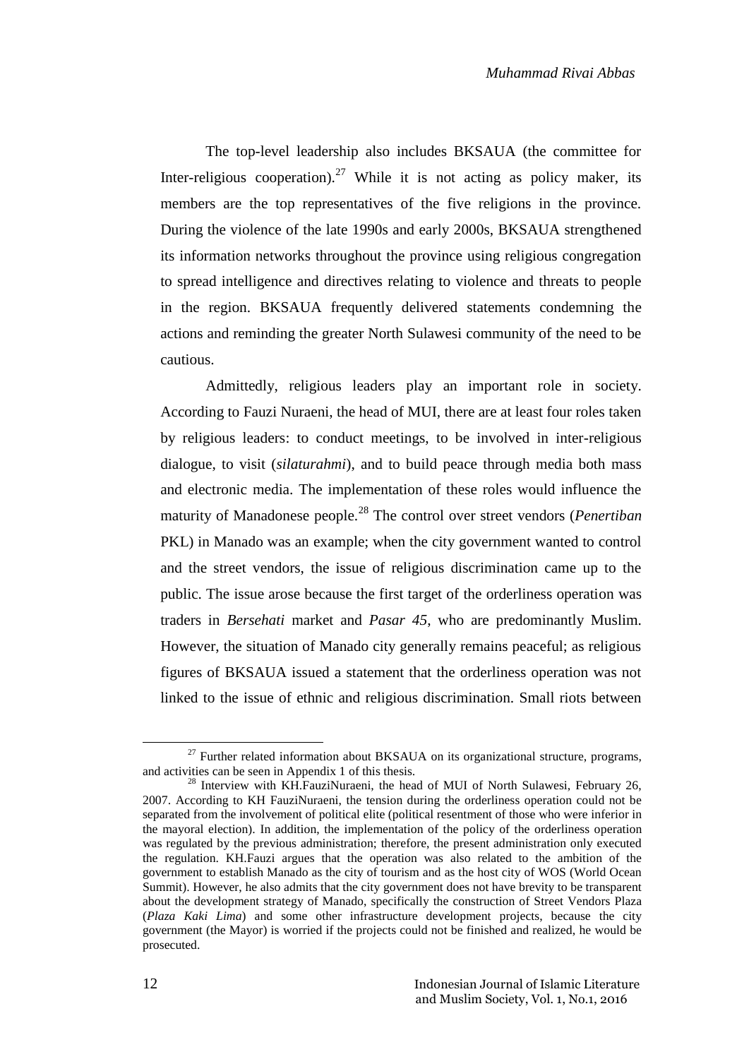The top-level leadership also includes BKSAUA (the committee for Inter-religious cooperation).[27] While it is not acting as policy maker, its members are the top representatives of the five religions in the province. During the violence of the late 1990s and early 2000s, BKSAUA strengthened its information networks throughout the province using religious congregation to spread intelligence and directives relating to violence and threats to people in the region. BKSAUA frequently delivered statements condemning the actions and reminding the greater North Sulawesi community of the need to be cautious.

Admittedly, religious leaders play an important role in society. According to Fauzi Nuraeni, the head of MUI, there are at least four roles taken by religious leaders: to conduct meetings, to be involved in inter-religious dialogue, to visit (*silaturahmi*), and to build peace through media both mass and electronic media. The implementation of these roles would influence the maturity of Manadonese people.[28] The control over street vendors (*Penertiban* PKL) in Manado was an example; when the city government wanted to control and the street vendors, the issue of religious discrimination came up to the public. The issue arose because the first target of the orderliness operation was traders in *Bersehati* market and *Pasar 45*, who are predominantly Muslim. However, the situation of Manado city generally remains peaceful; as religious figures of BKSAUA issued a statement that the orderliness operation was not linked to the issue of ethnic and religious discrimination. Small riots between

---

[27] Further related information about BKSAUA on its organizational structure, programs, and activities can be seen in Appendix 1 of this thesis.

[28] Interview with KH.FauziNuraeni, the head of MUI of North Sulawesi, February 26, 2007. According to KH FauziNuraeni, the tension during the orderliness operation could not be separated from the involvement of political elite (political resentment of those who were inferior in the mayoral election). In addition, the implementation of the policy of the orderliness operation was regulated by the previous administration; therefore, the present administration only executed the regulation. KH.Fauzi argues that the operation was also related to the ambition of the government to establish Manado as the city of tourism and as the host city of WOS (World Ocean Summit). However, he also admits that the city government does not have brevity to be transparent about the development strategy of Manado, specifically the construction of Street Vendors Plaza (*Plaza Kaki Lima*) and some other infrastructure development projects, because the city government (the Mayor) is worried if the projects could not be finished and realized, he would be prosecuted.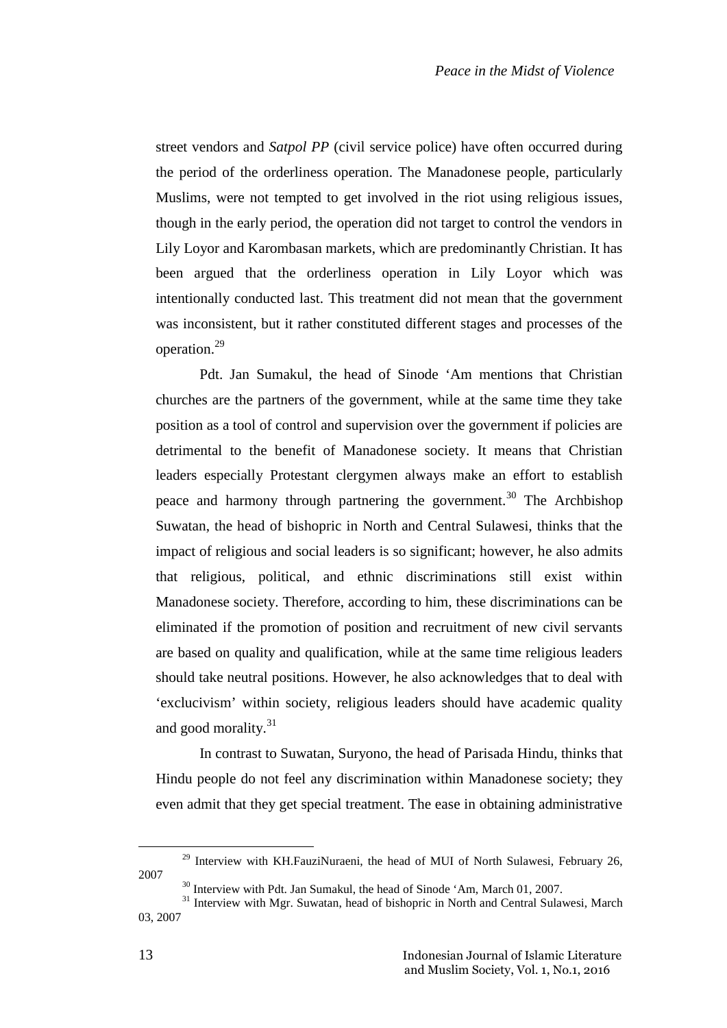street vendors and *Satpol PP* (civil service police) have often occurred during the period of the orderliness operation. The Manadonese people, particularly Muslims, were not tempted to get involved in the riot using religious issues, though in the early period, the operation did not target to control the vendors in Lily Loyor and Karombasan markets, which are predominantly Christian. It has been argued that the orderliness operation in Lily Loyor which was intentionally conducted last. This treatment did not mean that the government was inconsistent, but it rather constituted different stages and processes of the operation.[29]

Pdt. Jan Sumakul, the head of Sinode 'Am mentions that Christian churches are the partners of the government, while at the same time they take position as a tool of control and supervision over the government if policies are detrimental to the benefit of Manadonese society. It means that Christian leaders especially Protestant clergymen always make an effort to establish peace and harmony through partnering the government.[30] The Archbishop Suwatan, the head of bishopric in North and Central Sulawesi, thinks that the impact of religious and social leaders is so significant; however, he also admits that religious, political, and ethnic discriminations still exist within Manadonese society. Therefore, according to him, these discriminations can be eliminated if the promotion of position and recruitment of new civil servants are based on quality and qualification, while at the same time religious leaders should take neutral positions. However, he also acknowledges that to deal with 'exclucivism' within society, religious leaders should have academic quality and good morality.[31]

In contrast to Suwatan, Suryono, the head of Parisada Hindu, thinks that Hindu people do not feel any discrimination within Manadonese society; they even admit that they get special treatment. The ease in obtaining administrative

---

[29] Interview with KH.FauziNuraeni, the head of MUI of North Sulawesi, February 26, 2007

[30] Interview with Pdt. Jan Sumakul, the head of Sinode 'Am, March 01, 2007.

[31] Interview with Mgr. Suwatan, head of bishopric in North and Central Sulawesi, March 03, 2007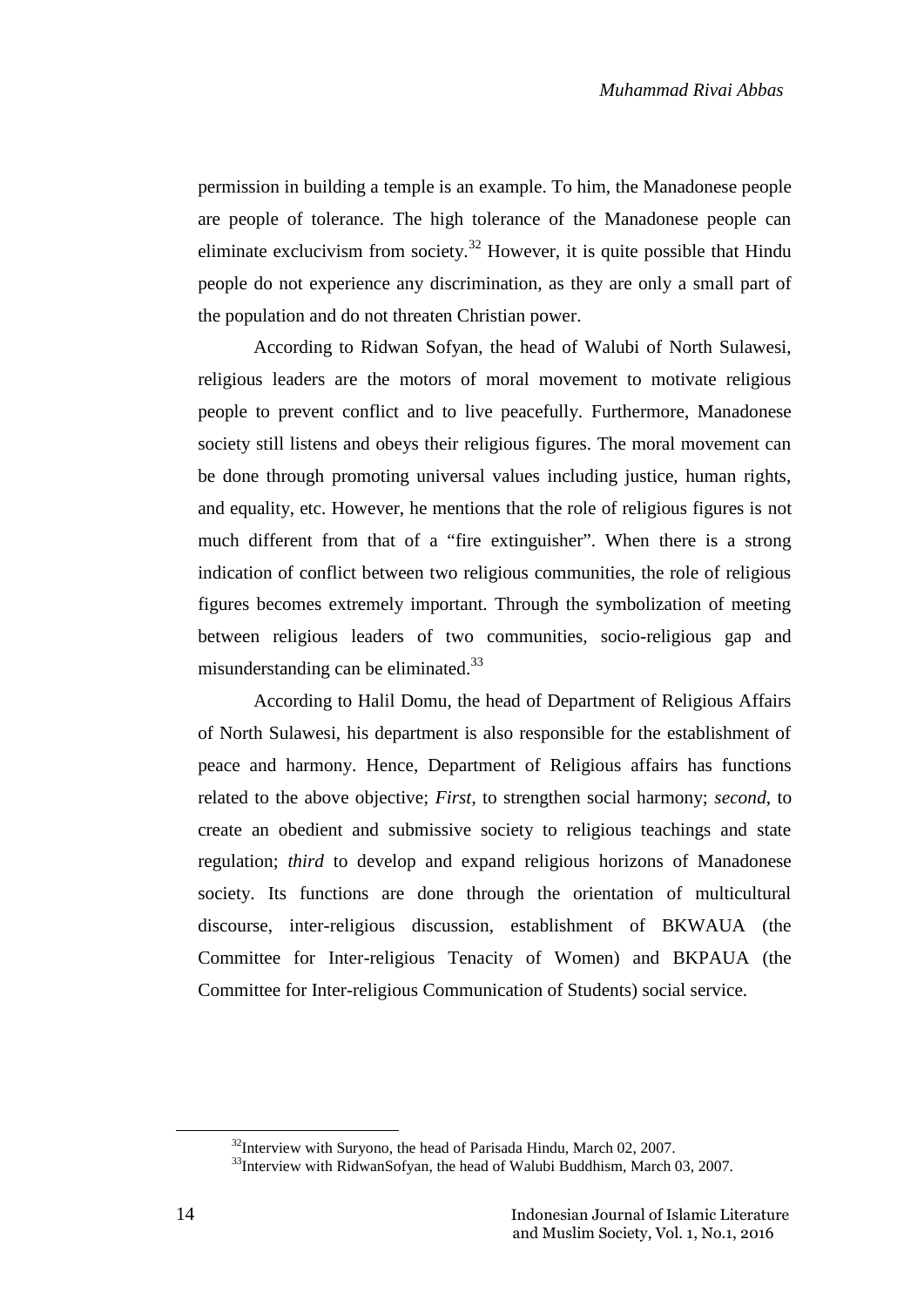permission in building a temple is an example. To him, the Manadonese people are people of tolerance. The high tolerance of the Manadonese people can eliminate exclucivism from society.[32] However, it is quite possible that Hindu people do not experience any discrimination, as they are only a small part of the population and do not threaten Christian power.

According to Ridwan Sofyan, the head of Walubi of North Sulawesi, religious leaders are the motors of moral movement to motivate religious people to prevent conflict and to live peacefully. Furthermore, Manadonese society still listens and obeys their religious figures. The moral movement can be done through promoting universal values including justice, human rights, and equality, etc. However, he mentions that the role of religious figures is not much different from that of a "fire extinguisher". When there is a strong indication of conflict between two religious communities, the role of religious figures becomes extremely important. Through the symbolization of meeting between religious leaders of two communities, socio-religious gap and misunderstanding can be eliminated.[33]

According to Halil Domu, the head of Department of Religious Affairs of North Sulawesi, his department is also responsible for the establishment of peace and harmony. Hence, Department of Religious affairs has functions related to the above objective; *First*, to strengthen social harmony; *second*, to create an obedient and submissive society to religious teachings and state regulation; *third* to develop and expand religious horizons of Manadonese society. Its functions are done through the orientation of multicultural discourse, inter-religious discussion, establishment of BKWAUA (the Committee for Inter-religious Tenacity of Women) and BKPAUA (the Committee for Inter-religious Communication of Students) social service.

---

[32] Interview with Suryono, the head of Parisada Hindu, March 02, 2007.

[33] Interview with RidwanSofyan, the head of Walubi Buddhism, March 03, 2007.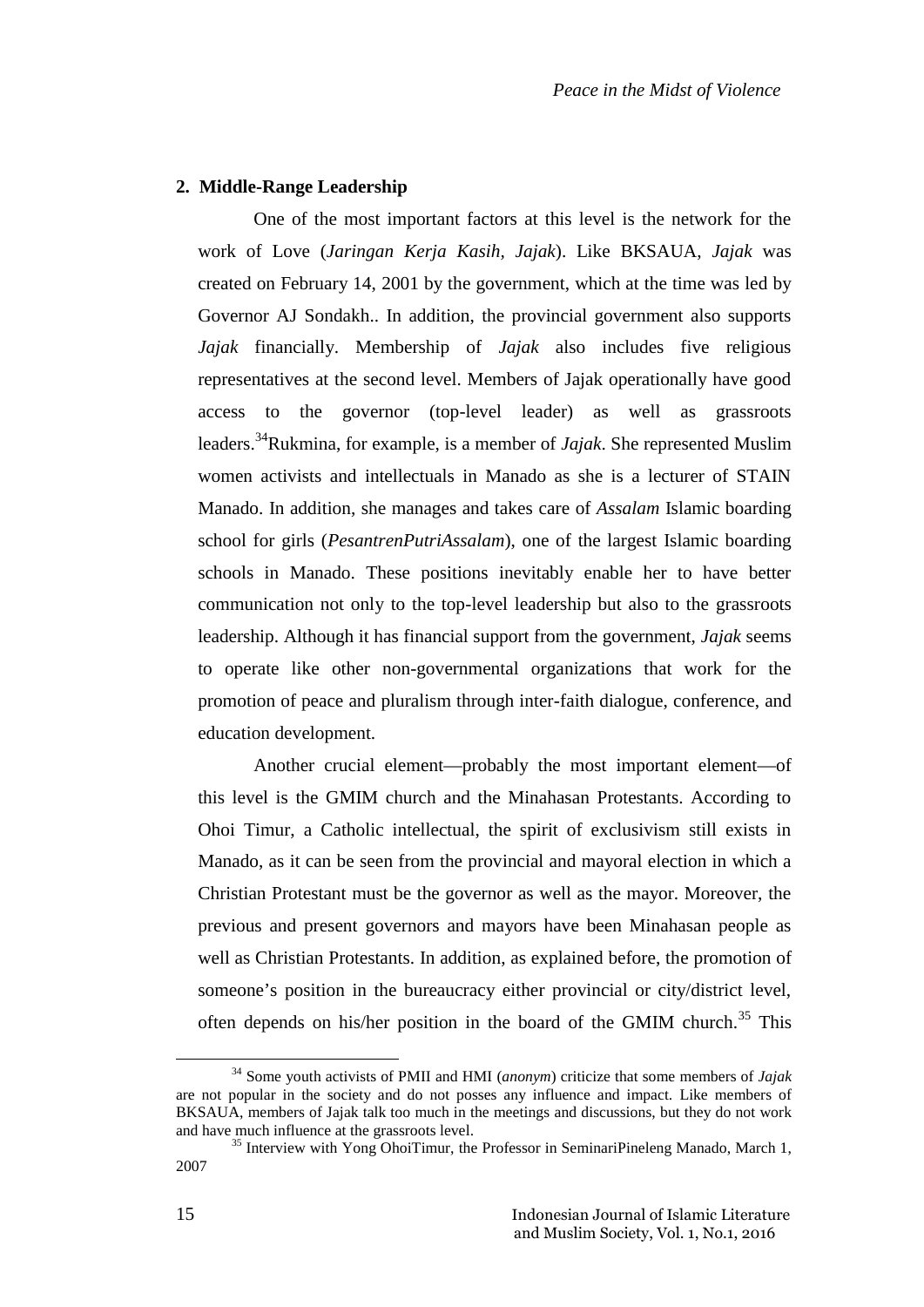## 2. Middle-Range Leadership

One of the most important factors at this level is the network for the work of Love (*Jaringan Kerja Kasih, Jajak*). Like BKSAUA, *Jajak* was created on February 14, 2001 by the government, which at the time was led by Governor AJ Sondakh.. In addition, the provincial government also supports *Jajak* financially. Membership of *Jajak* also includes five religious representatives at the second level. Members of Jajak operationally have good access to the governor (top-level leader) as well as grassroots leaders.[34]Rukmina, for example, is a member of *Jajak*. She represented Muslim women activists and intellectuals in Manado as she is a lecturer of STAIN Manado. In addition, she manages and takes care of *Assalam* Islamic boarding school for girls (*PesantrenPutriAssalam*), one of the largest Islamic boarding schools in Manado. These positions inevitably enable her to have better communication not only to the top-level leadership but also to the grassroots leadership. Although it has financial support from the government, *Jajak* seems to operate like other non-governmental organizations that work for the promotion of peace and pluralism through inter-faith dialogue, conference, and education development.

Another crucial element—probably the most important element—of this level is the GMIM church and the Minahasan Protestants. According to Ohoi Timur, a Catholic intellectual, the spirit of exclusivism still exists in Manado, as it can be seen from the provincial and mayoral election in which a Christian Protestant must be the governor as well as the mayor. Moreover, the previous and present governors and mayors have been Minahasan people as well as Christian Protestants. In addition, as explained before, the promotion of someone's position in the bureaucracy either provincial or city/district level, often depends on his/her position in the board of the GMIM church.[35] This

---

[34] Some youth activists of PMII and HMI (*anonym*) criticize that some members of *Jajak* are not popular in the society and do not posses any influence and impact. Like members of BKSAUA, members of Jajak talk too much in the meetings and discussions, but they do not work and have much influence at the grassroots level.

[35] Interview with Yong OhoiTimur, the Professor in SeminariPineleng Manado, March 1, 2007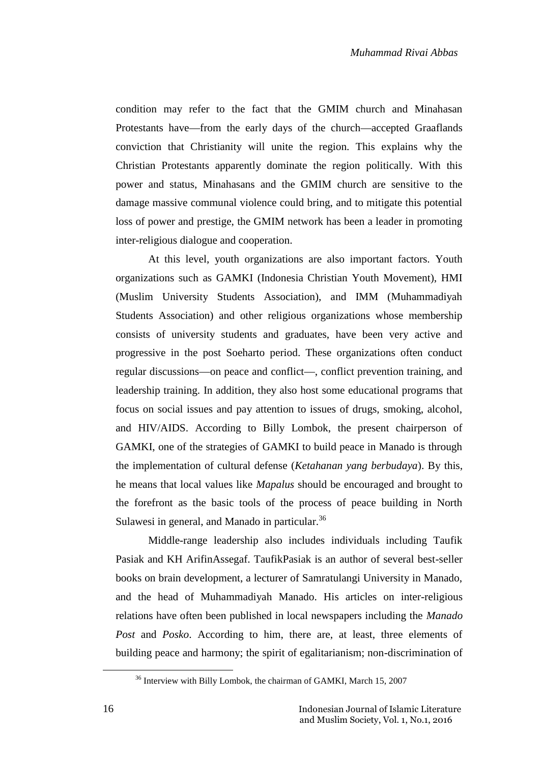condition may refer to the fact that the GMIM church and Minahasan Protestants have—from the early days of the church—accepted Graaflands conviction that Christianity will unite the region. This explains why the Christian Protestants apparently dominate the region politically. With this power and status, Minahasans and the GMIM church are sensitive to the damage massive communal violence could bring, and to mitigate this potential loss of power and prestige, the GMIM network has been a leader in promoting inter-religious dialogue and cooperation.

At this level, youth organizations are also important factors. Youth organizations such as GAMKI (Indonesia Christian Youth Movement), HMI (Muslim University Students Association), and IMM (Muhammadiyah Students Association) and other religious organizations whose membership consists of university students and graduates, have been very active and progressive in the post Soeharto period. These organizations often conduct regular discussions—on peace and conflict—, conflict prevention training, and leadership training. In addition, they also host some educational programs that focus on social issues and pay attention to issues of drugs, smoking, alcohol, and HIV/AIDS. According to Billy Lombok, the present chairperson of GAMKI, one of the strategies of GAMKI to build peace in Manado is through the implementation of cultural defense (*Ketahanan yang berbudaya*). By this, he means that local values like *Mapalus* should be encouraged and brought to the forefront as the basic tools of the process of peace building in North Sulawesi in general, and Manado in particular.[36]

Middle-range leadership also includes individuals including Taufik Pasiak and KH ArifinAssegaf. TaufikPasiak is an author of several best-seller books on brain development, a lecturer of Samratulangi University in Manado, and the head of Muhammadiyah Manado. His articles on inter-religious relations have often been published in local newspapers including the *Manado Post* and *Posko*. According to him, there are, at least, three elements of building peace and harmony; the spirit of egalitarianism; non-discrimination of

[36] Interview with Billy Lombok, the chairman of GAMKI, March 15, 2007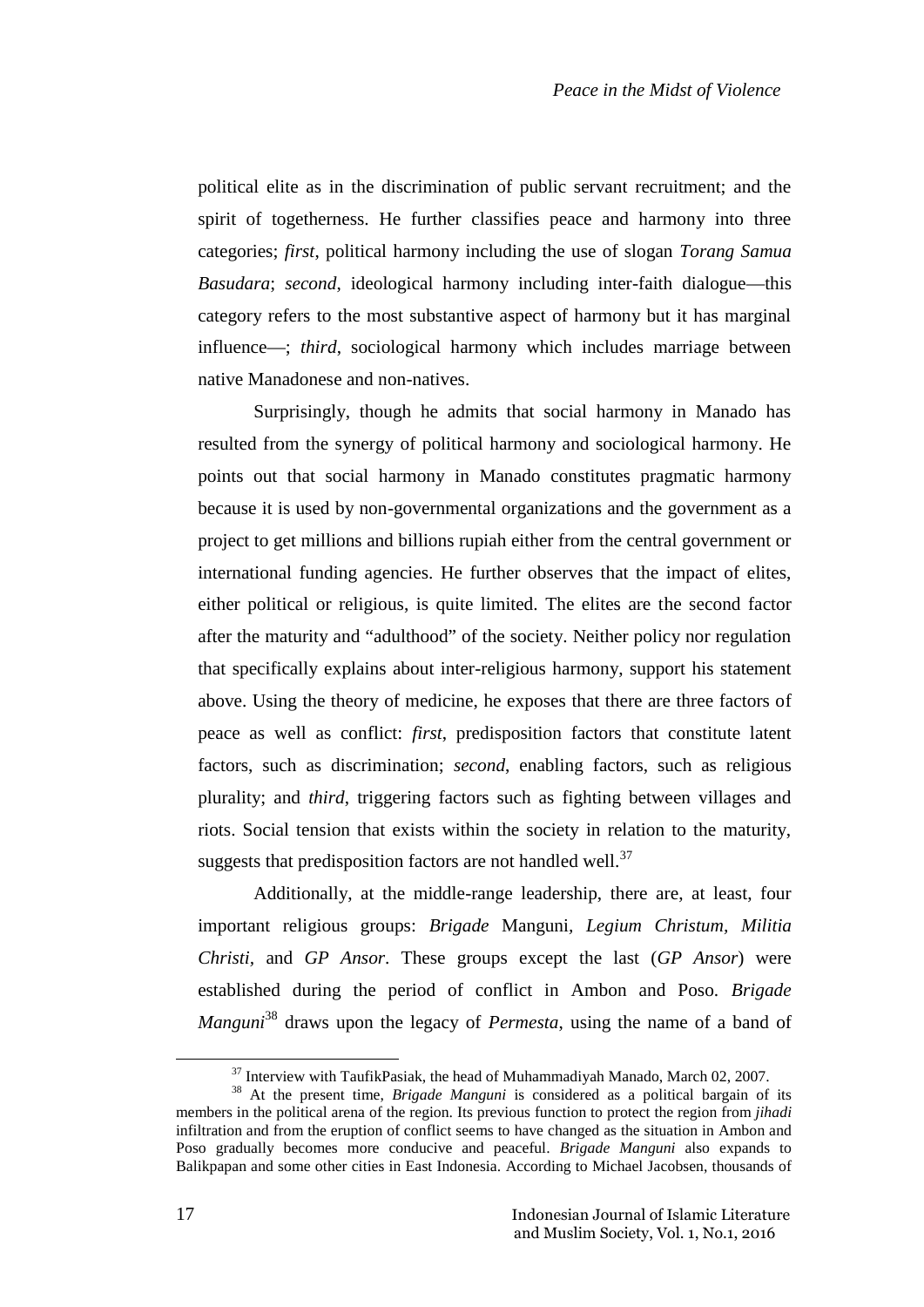political elite as in the discrimination of public servant recruitment; and the spirit of togetherness. He further classifies peace and harmony into three categories; *first*, political harmony including the use of slogan *Torang Samua Basudara*; *second*, ideological harmony including inter-faith dialogue—this category refers to the most substantive aspect of harmony but it has marginal influence—; *third*, sociological harmony which includes marriage between native Manadonese and non-natives.

Surprisingly, though he admits that social harmony in Manado has resulted from the synergy of political harmony and sociological harmony. He points out that social harmony in Manado constitutes pragmatic harmony because it is used by non-governmental organizations and the government as a project to get millions and billions rupiah either from the central government or international funding agencies. He further observes that the impact of elites, either political or religious, is quite limited. The elites are the second factor after the maturity and "adulthood" of the society. Neither policy nor regulation that specifically explains about inter-religious harmony, support his statement above. Using the theory of medicine, he exposes that there are three factors of peace as well as conflict: *first*, predisposition factors that constitute latent factors, such as discrimination; *second*, enabling factors, such as religious plurality; and *third*, triggering factors such as fighting between villages and riots. Social tension that exists within the society in relation to the maturity, suggests that predisposition factors are not handled well.[37]

Additionally, at the middle-range leadership, there are, at least, four important religious groups: *Brigade* Manguni, *Legium Christum, Militia Christi,* and *GP Ansor*. These groups except the last (*GP Ansor*) were established during the period of conflict in Ambon and Poso. *Brigade Manguni*[38] draws upon the legacy of *Permesta*, using the name of a band of

---

[37] Interview with TaufikPasiak, the head of Muhammadiyah Manado, March 02, 2007.

[38] At the present time, *Brigade Manguni* is considered as a political bargain of its members in the political arena of the region. Its previous function to protect the region from *jihadi* infiltration and from the eruption of conflict seems to have changed as the situation in Ambon and Poso gradually becomes more conducive and peaceful. *Brigade Manguni* also expands to Balikpapan and some other cities in East Indonesia. According to Michael Jacobsen, thousands of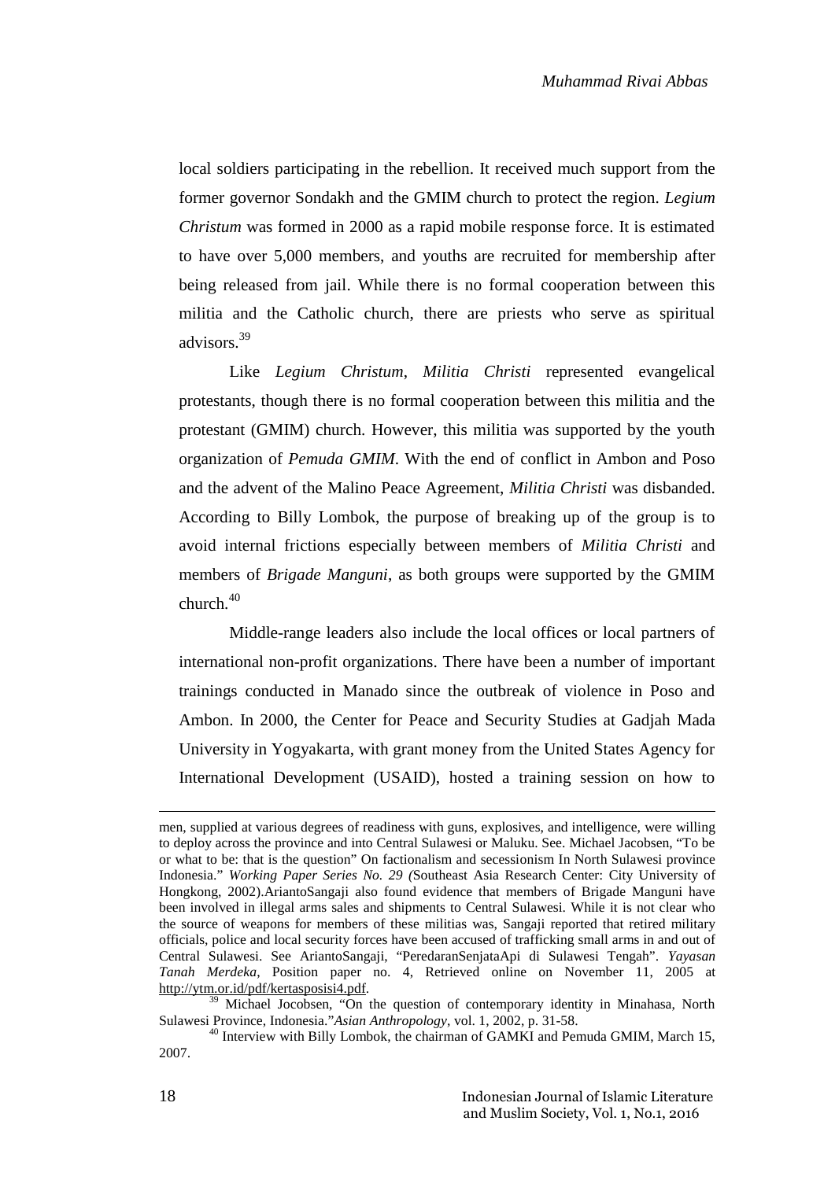local soldiers participating in the rebellion. It received much support from the former governor Sondakh and the GMIM church to protect the region. *Legium Christum* was formed in 2000 as a rapid mobile response force. It is estimated to have over 5,000 members, and youths are recruited for membership after being released from jail. While there is no formal cooperation between this militia and the Catholic church, there are priests who serve as spiritual advisors.[39]

Like *Legium Christum*, *Militia Christi* represented evangelical protestants, though there is no formal cooperation between this militia and the protestant (GMIM) church. However, this militia was supported by the youth organization of *Pemuda GMIM*. With the end of conflict in Ambon and Poso and the advent of the Malino Peace Agreement, *Militia Christi* was disbanded. According to Billy Lombok, the purpose of breaking up of the group is to avoid internal frictions especially between members of *Militia Christi* and members of *Brigade Manguni*, as both groups were supported by the GMIM church.[40]

Middle-range leaders also include the local offices or local partners of international non-profit organizations. There have been a number of important trainings conducted in Manado since the outbreak of violence in Poso and Ambon. In 2000, the Center for Peace and Security Studies at Gadjah Mada University in Yogyakarta, with grant money from the United States Agency for International Development (USAID), hosted a training session on how to

---

men, supplied at various degrees of readiness with guns, explosives, and intelligence, were willing to deploy across the province and into Central Sulawesi or Maluku. See. Michael Jacobsen, "To be or what to be: that is the question" On factionalism and secessionism In North Sulawesi province Indonesia." *Working Paper Series No. 29 (*Southeast Asia Research Center: City University of Hongkong, 2002).AriantoSangaji also found evidence that members of Brigade Manguni have been involved in illegal arms sales and shipments to Central Sulawesi. While it is not clear who the source of weapons for members of these militias was, Sangaji reported that retired military officials, police and local security forces have been accused of trafficking small arms in and out of Central Sulawesi. See AriantoSangaji, "PeredaranSenjataApi di Sulawesi Tengah". *Yayasan Tanah Merdeka*, Position paper no. 4, Retrieved online on November 11, 2005 at http://ytm.or.id/pdf/kertasposisi4.pdf.

[39] Michael Jocobsen, "On the question of contemporary identity in Minahasa, North Sulawesi Province, Indonesia."*Asian Anthropology*, vol. 1, 2002, p. 31-58.

[40] Interview with Billy Lombok, the chairman of GAMKI and Pemuda GMIM, March 15, 2007.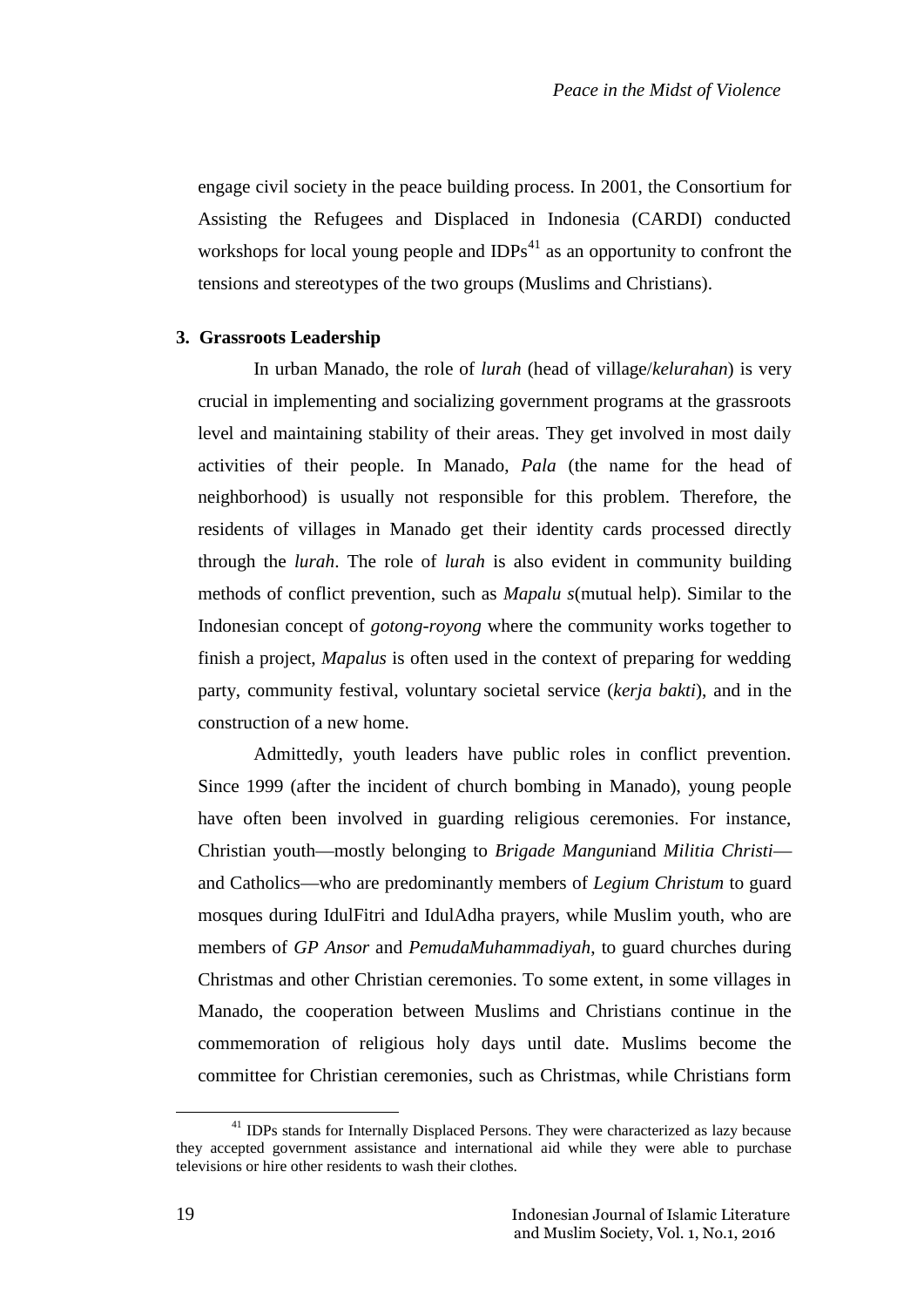engage civil society in the peace building process. In 2001, the Consortium for Assisting the Refugees and Displaced in Indonesia (CARDI) conducted workshops for local young people and IDPs[41] as an opportunity to confront the tensions and stereotypes of the two groups (Muslims and Christians).

**3. Grassroots Leadership**

In urban Manado, the role of *lurah* (head of village/*kelurahan*) is very crucial in implementing and socializing government programs at the grassroots level and maintaining stability of their areas. They get involved in most daily activities of their people. In Manado, *Pala* (the name for the head of neighborhood) is usually not responsible for this problem. Therefore, the residents of villages in Manado get their identity cards processed directly through the *lurah*. The role of *lurah* is also evident in community building methods of conflict prevention, such as *Mapalu s*(mutual help). Similar to the Indonesian concept of *gotong-royong* where the community works together to finish a project, *Mapalus* is often used in the context of preparing for wedding party, community festival, voluntary societal service (*kerja bakti*), and in the construction of a new home.

Admittedly, youth leaders have public roles in conflict prevention. Since 1999 (after the incident of church bombing in Manado), young people have often been involved in guarding religious ceremonies. For instance, Christian youth—mostly belonging to *Brigade Manguni*and *Militia Christi*—and Catholics—who are predominantly members of *Legium Christum* to guard mosques during IdulFitri and IdulAdha prayers, while Muslim youth, who are members of *GP Ansor* and *PemudaMuhammadiyah*, to guard churches during Christmas and other Christian ceremonies. To some extent, in some villages in Manado, the cooperation between Muslims and Christians continue in the commemoration of religious holy days until date. Muslims become the committee for Christian ceremonies, such as Christmas, while Christians form

[41] IDPs stands for Internally Displaced Persons. They were characterized as lazy because they accepted government assistance and international aid while they were able to purchase televisions or hire other residents to wash their clothes.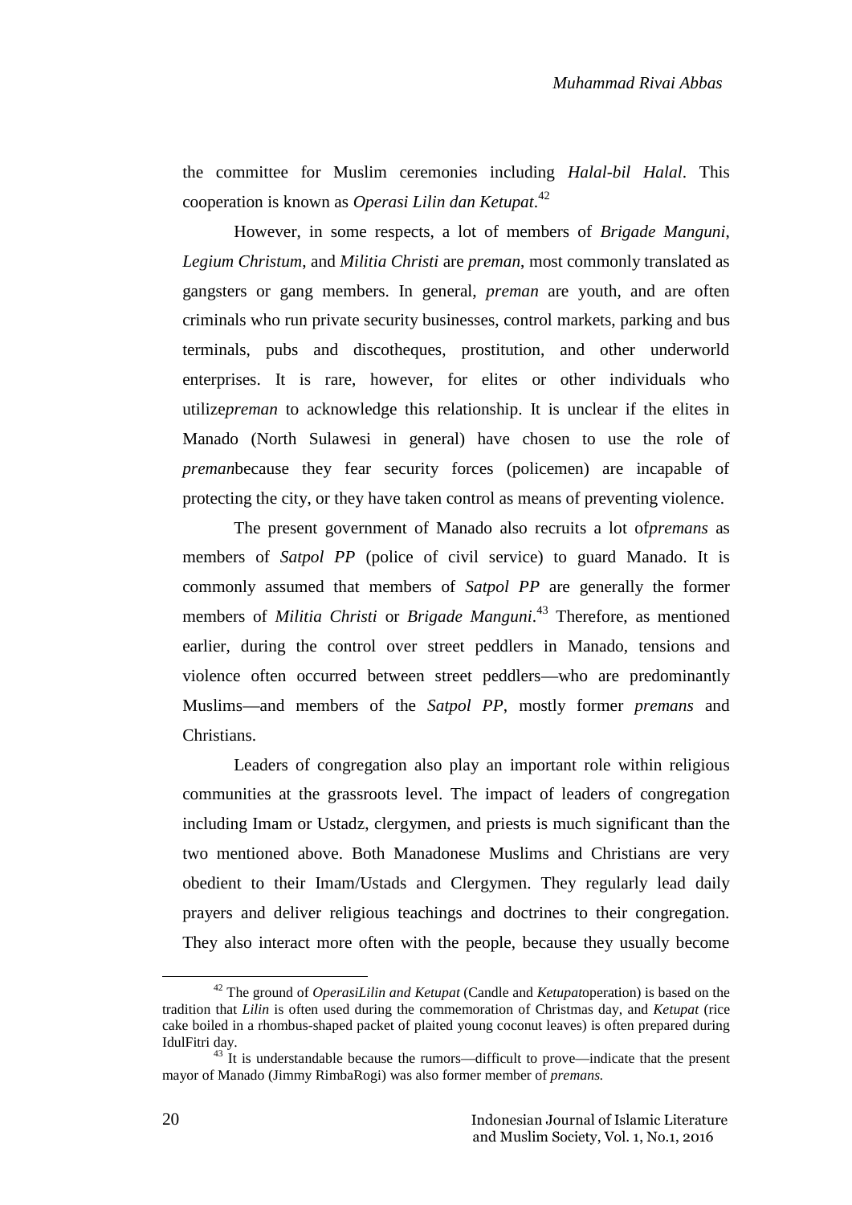the committee for Muslim ceremonies including *Halal-bil Halal*. This cooperation is known as *Operasi Lilin dan Ketupat*.[42]

However, in some respects, a lot of members of *Brigade Manguni*, *Legium Christum*, and *Militia Christi* are *preman*, most commonly translated as gangsters or gang members. In general, *preman* are youth, and are often criminals who run private security businesses, control markets, parking and bus terminals, pubs and discotheques, prostitution, and other underworld enterprises. It is rare, however, for elites or other individuals who utilize*preman* to acknowledge this relationship. It is unclear if the elites in Manado (North Sulawesi in general) have chosen to use the role of *preman*because they fear security forces (policemen) are incapable of protecting the city, or they have taken control as means of preventing violence.

The present government of Manado also recruits a lot of*premans* as members of *Satpol PP* (police of civil service) to guard Manado. It is commonly assumed that members of *Satpol PP* are generally the former members of *Militia Christi* or *Brigade Manguni*.[43] Therefore, as mentioned earlier, during the control over street peddlers in Manado, tensions and violence often occurred between street peddlers—who are predominantly Muslims—and members of the *Satpol PP*, mostly former *premans* and Christians.

Leaders of congregation also play an important role within religious communities at the grassroots level. The impact of leaders of congregation including Imam or Ustadz, clergymen, and priests is much significant than the two mentioned above. Both Manadonese Muslims and Christians are very obedient to their Imam/Ustads and Clergymen. They regularly lead daily prayers and deliver religious teachings and doctrines to their congregation. They also interact more often with the people, because they usually become

---

[42] The ground of *OperasiLilin and Ketupat* (Candle and *Ketupat*operation) is based on the tradition that *Lilin* is often used during the commemoration of Christmas day, and *Ketupat* (rice cake boiled in a rhombus-shaped packet of plaited young coconut leaves) is often prepared during IdulFitri day.

[43] It is understandable because the rumors—difficult to prove—indicate that the present mayor of Manado (Jimmy RimbaRogi) was also former member of *premans.*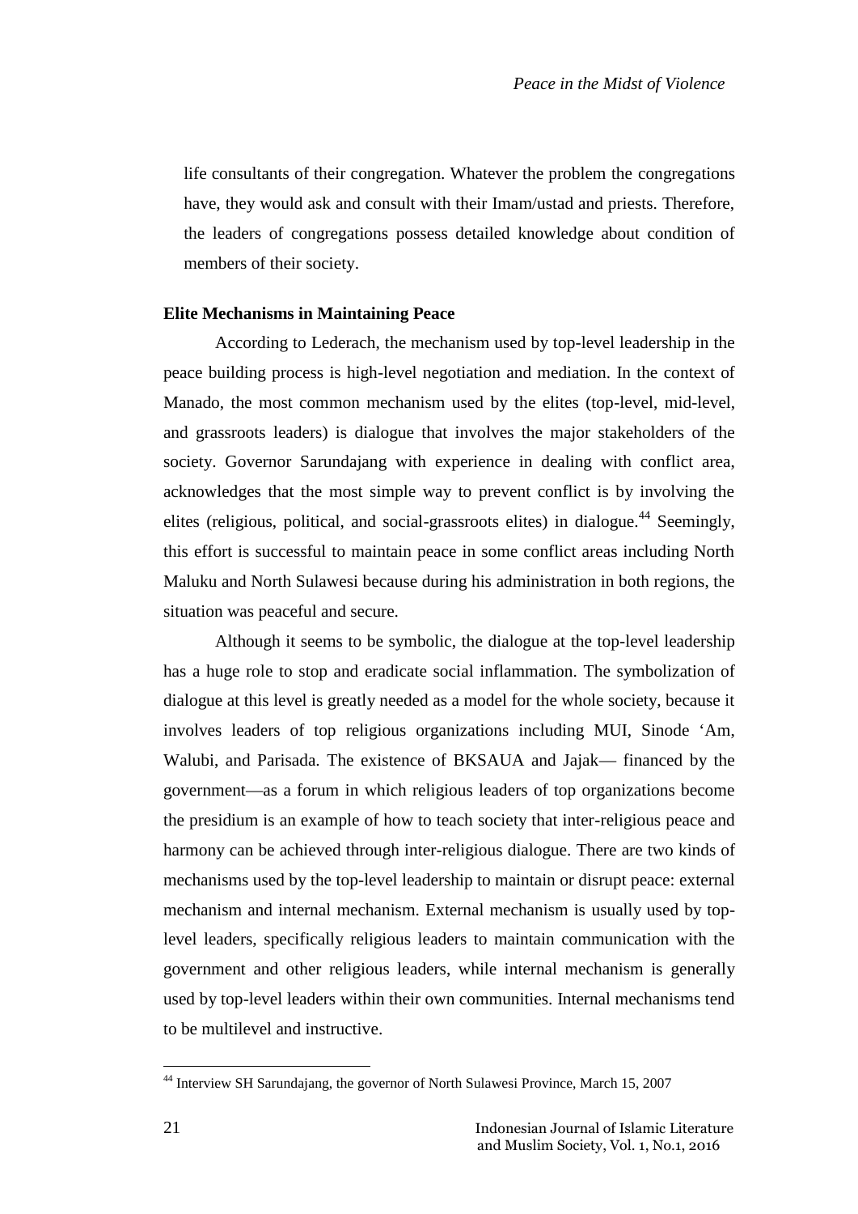life consultants of their congregation. Whatever the problem the congregations have, they would ask and consult with their Imam/ustad and priests. Therefore, the leaders of congregations possess detailed knowledge about condition of members of their society.

**Elite Mechanisms in Maintaining Peace**

According to Lederach, the mechanism used by top-level leadership in the peace building process is high-level negotiation and mediation. In the context of Manado, the most common mechanism used by the elites (top-level, mid-level, and grassroots leaders) is dialogue that involves the major stakeholders of the society. Governor Sarundajang with experience in dealing with conflict area, acknowledges that the most simple way to prevent conflict is by involving the elites (religious, political, and social-grassroots elites) in dialogue.[44] Seemingly, this effort is successful to maintain peace in some conflict areas including North Maluku and North Sulawesi because during his administration in both regions, the situation was peaceful and secure.

Although it seems to be symbolic, the dialogue at the top-level leadership has a huge role to stop and eradicate social inflammation. The symbolization of dialogue at this level is greatly needed as a model for the whole society, because it involves leaders of top religious organizations including MUI, Sinode 'Am, Walubi, and Parisada. The existence of BKSAUA and Jajak— financed by the government—as a forum in which religious leaders of top organizations become the presidium is an example of how to teach society that inter-religious peace and harmony can be achieved through inter-religious dialogue. There are two kinds of mechanisms used by the top-level leadership to maintain or disrupt peace: external mechanism and internal mechanism. External mechanism is usually used by top-level leaders, specifically religious leaders to maintain communication with the government and other religious leaders, while internal mechanism is generally used by top-level leaders within their own communities. Internal mechanisms tend to be multilevel and instructive.

[44] Interview SH Sarundajang, the governor of North Sulawesi Province, March 15, 2007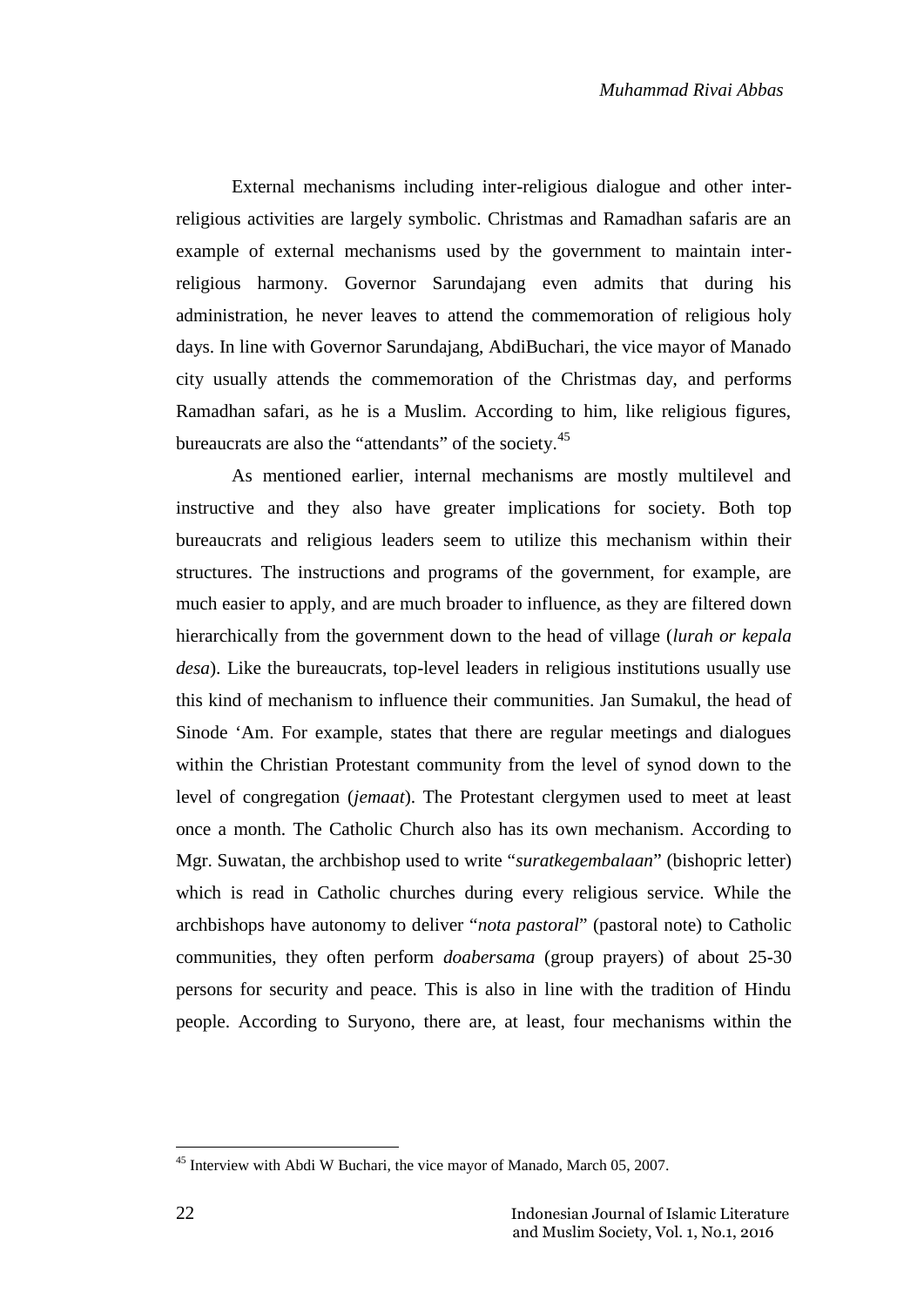External mechanisms including inter-religious dialogue and other inter-religious activities are largely symbolic. Christmas and Ramadhan safaris are an example of external mechanisms used by the government to maintain inter-religious harmony. Governor Sarundajang even admits that during his administration, he never leaves to attend the commemoration of religious holy days. In line with Governor Sarundajang, AbdiBuchari, the vice mayor of Manado city usually attends the commemoration of the Christmas day, and performs Ramadhan safari, as he is a Muslim. According to him, like religious figures, bureaucrats are also the "attendants" of the society.[45]

As mentioned earlier, internal mechanisms are mostly multilevel and instructive and they also have greater implications for society. Both top bureaucrats and religious leaders seem to utilize this mechanism within their structures. The instructions and programs of the government, for example, are much easier to apply, and are much broader to influence, as they are filtered down hierarchically from the government down to the head of village (*lurah or kepala desa*). Like the bureaucrats, top-level leaders in religious institutions usually use this kind of mechanism to influence their communities. Jan Sumakul, the head of Sinode 'Am. For example, states that there are regular meetings and dialogues within the Christian Protestant community from the level of synod down to the level of congregation (*jemaat*). The Protestant clergymen used to meet at least once a month. The Catholic Church also has its own mechanism. According to Mgr. Suwatan, the archbishop used to write "*suratkegembalaan*" (bishopric letter) which is read in Catholic churches during every religious service. While the archbishops have autonomy to deliver "*nota pastoral*" (pastoral note) to Catholic communities, they often perform *doabersama* (group prayers) of about 25-30 persons for security and peace. This is also in line with the tradition of Hindu people. According to Suryono, there are, at least, four mechanisms within the

---

[45] Interview with Abdi W Buchari, the vice mayor of Manado, March 05, 2007.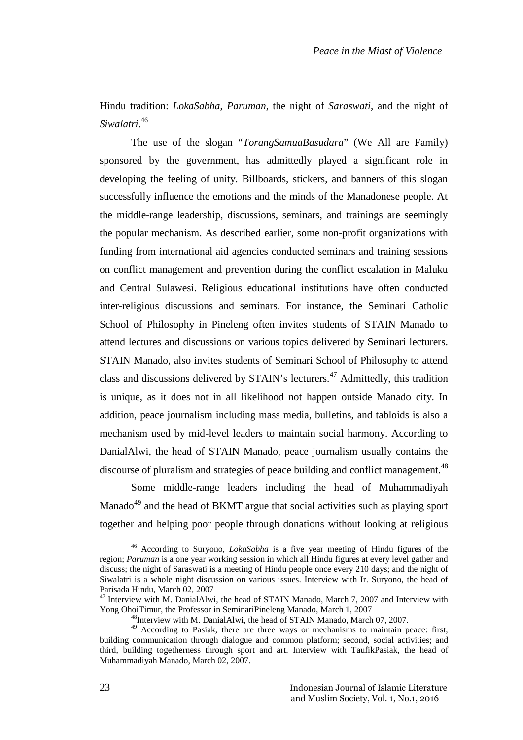Hindu tradition: *LokaSabha*, *Paruman*, the night of *Saraswati*, and the night of *Siwalatri*.[46]

The use of the slogan "*TorangSamuaBasudara*" (We All are Family) sponsored by the government, has admittedly played a significant role in developing the feeling of unity. Billboards, stickers, and banners of this slogan successfully influence the emotions and the minds of the Manadonese people. At the middle-range leadership, discussions, seminars, and trainings are seemingly the popular mechanism. As described earlier, some non-profit organizations with funding from international aid agencies conducted seminars and training sessions on conflict management and prevention during the conflict escalation in Maluku and Central Sulawesi. Religious educational institutions have often conducted inter-religious discussions and seminars. For instance, the Seminari Catholic School of Philosophy in Pineleng often invites students of STAIN Manado to attend lectures and discussions on various topics delivered by Seminari lecturers. STAIN Manado, also invites students of Seminari School of Philosophy to attend class and discussions delivered by STAIN's lecturers.[47] Admittedly, this tradition is unique, as it does not in all likelihood not happen outside Manado city. In addition, peace journalism including mass media, bulletins, and tabloids is also a mechanism used by mid-level leaders to maintain social harmony. According to DanialAlwi, the head of STAIN Manado, peace journalism usually contains the discourse of pluralism and strategies of peace building and conflict management.[48]

Some middle-range leaders including the head of Muhammadiyah Manado[49] and the head of BKMT argue that social activities such as playing sport together and helping poor people through donations without looking at religious

---

[46] According to Suryono, *LokaSabha* is a five year meeting of Hindu figures of the region; *Paruman* is a one year working session in which all Hindu figures at every level gather and discuss; the night of Saraswati is a meeting of Hindu people once every 210 days; and the night of Siwalatri is a whole night discussion on various issues. Interview with Ir. Suryono, the head of Parisada Hindu, March 02, 2007

[47] Interview with M. DanialAlwi, the head of STAIN Manado, March 7, 2007 and Interview with Yong OhoiTimur, the Professor in SeminariPineleng Manado, March 1, 2007

[48] Interview with M. DanialAlwi, the head of STAIN Manado, March 07, 2007.

[49] According to Pasiak, there are three ways or mechanisms to maintain peace: first, building communication through dialogue and common platform; second, social activities; and third, building togetherness through sport and art. Interview with TaufikPasiak, the head of Muhammadiyah Manado, March 02, 2007.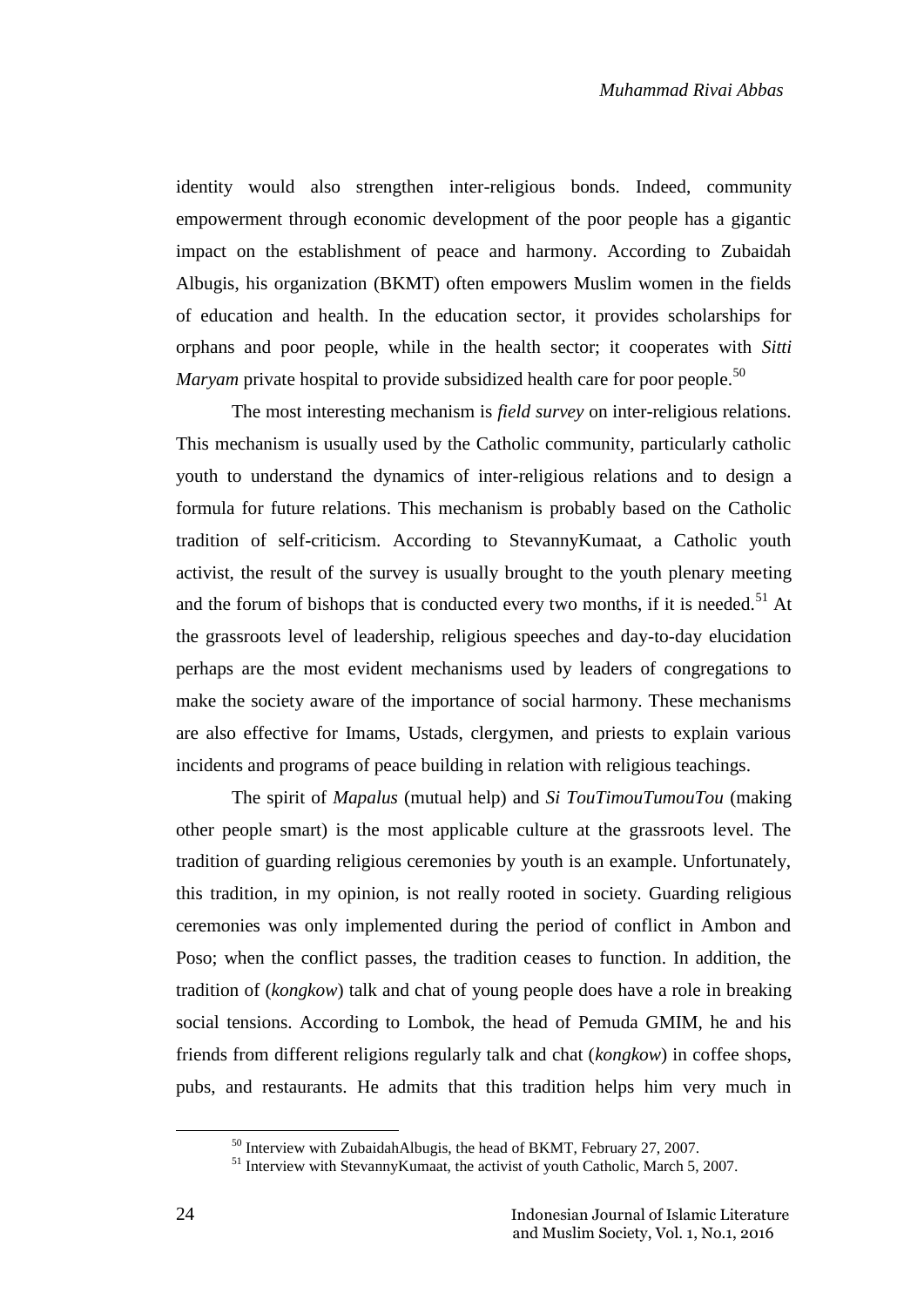identity would also strengthen inter-religious bonds. Indeed, community empowerment through economic development of the poor people has a gigantic impact on the establishment of peace and harmony. According to Zubaidah Albugis, his organization (BKMT) often empowers Muslim women in the fields of education and health. In the education sector, it provides scholarships for orphans and poor people, while in the health sector; it cooperates with *Sitti Maryam* private hospital to provide subsidized health care for poor people.[50]

The most interesting mechanism is *field survey* on inter-religious relations. This mechanism is usually used by the Catholic community, particularly catholic youth to understand the dynamics of inter-religious relations and to design a formula for future relations. This mechanism is probably based on the Catholic tradition of self-criticism. According to StevannyKumaat, a Catholic youth activist, the result of the survey is usually brought to the youth plenary meeting and the forum of bishops that is conducted every two months, if it is needed.[51] At the grassroots level of leadership, religious speeches and day-to-day elucidation perhaps are the most evident mechanisms used by leaders of congregations to make the society aware of the importance of social harmony. These mechanisms are also effective for Imams, Ustads, clergymen, and priests to explain various incidents and programs of peace building in relation with religious teachings.

The spirit of *Mapalus* (mutual help) and *Si TouTimouTumouTou* (making other people smart) is the most applicable culture at the grassroots level. The tradition of guarding religious ceremonies by youth is an example. Unfortunately, this tradition, in my opinion, is not really rooted in society. Guarding religious ceremonies was only implemented during the period of conflict in Ambon and Poso; when the conflict passes, the tradition ceases to function. In addition, the tradition of (*kongkow*) talk and chat of young people does have a role in breaking social tensions. According to Lombok, the head of Pemuda GMIM, he and his friends from different religions regularly talk and chat (*kongkow*) in coffee shops, pubs, and restaurants. He admits that this tradition helps him very much in

---

[50] Interview with ZubaidahAlbugis, the head of BKMT, February 27, 2007.

[51] Interview with StevannyKumaat, the activist of youth Catholic, March 5, 2007.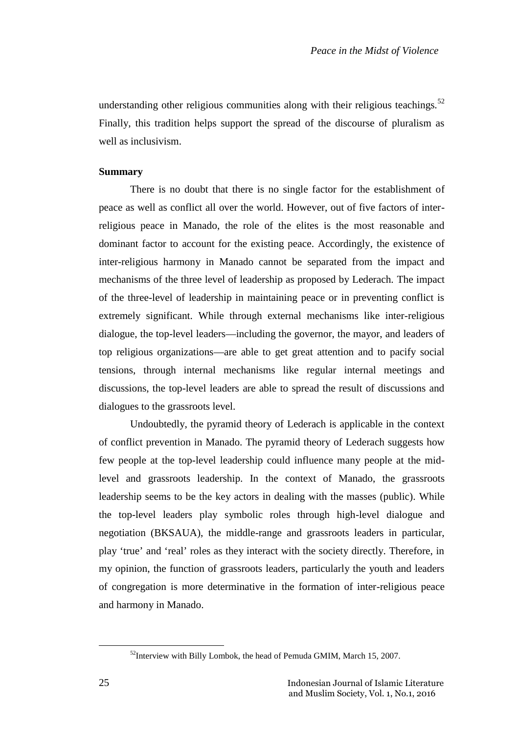understanding other religious communities along with their religious teachings.[52] Finally, this tradition helps support the spread of the discourse of pluralism as well as inclusivism.

**Summary**

There is no doubt that there is no single factor for the establishment of peace as well as conflict all over the world. However, out of five factors of inter-religious peace in Manado, the role of the elites is the most reasonable and dominant factor to account for the existing peace. Accordingly, the existence of inter-religious harmony in Manado cannot be separated from the impact and mechanisms of the three level of leadership as proposed by Lederach. The impact of the three-level of leadership in maintaining peace or in preventing conflict is extremely significant. While through external mechanisms like inter-religious dialogue, the top-level leaders—including the governor, the mayor, and leaders of top religious organizations—are able to get great attention and to pacify social tensions, through internal mechanisms like regular internal meetings and discussions, the top-level leaders are able to spread the result of discussions and dialogues to the grassroots level.

Undoubtedly, the pyramid theory of Lederach is applicable in the context of conflict prevention in Manado. The pyramid theory of Lederach suggests how few people at the top-level leadership could influence many people at the mid-level and grassroots leadership. In the context of Manado, the grassroots leadership seems to be the key actors in dealing with the masses (public). While the top-level leaders play symbolic roles through high-level dialogue and negotiation (BKSAUA), the middle-range and grassroots leaders in particular, play 'true' and 'real' roles as they interact with the society directly. Therefore, in my opinion, the function of grassroots leaders, particularly the youth and leaders of congregation is more determinative in the formation of inter-religious peace and harmony in Manado.

---

[52] Interview with Billy Lombok, the head of Pemuda GMIM, March 15, 2007.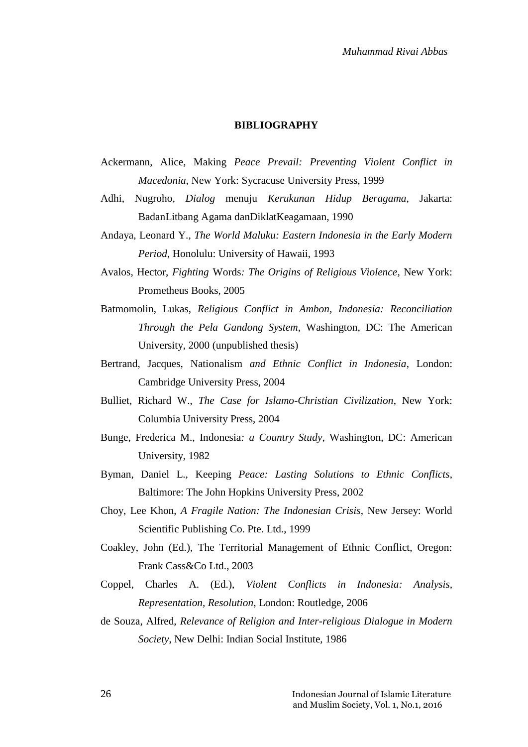## BIBLIOGRAPHY

Ackermann, Alice, Making *Peace Prevail: Preventing Violent Conflict in Macedonia*, New York: Sycracuse University Press, 1999

Adhi, Nugroho, *Dialog* menuju *Kerukunan Hidup Beragama*, Jakarta: BadanLitbang Agama danDiklatKeagamaan, 1990

Andaya, Leonard Y., *The World Maluku: Eastern Indonesia in the Early Modern Period*, Honolulu: University of Hawaii, 1993

Avalos, Hector, *Fighting* Words*: The Origins of Religious Violence*, New York: Prometheus Books, 2005

Batmomolin, Lukas, *Religious Conflict in Ambon, Indonesia: Reconciliation Through the Pela Gandong System*, Washington, DC: The American University, 2000 (unpublished thesis)

Bertrand, Jacques, Nationalism *and Ethnic Conflict in Indonesia*, London: Cambridge University Press, 2004

Bulliet, Richard W., *The Case for Islamo-Christian Civilization*, New York: Columbia University Press, 2004

Bunge, Frederica M., Indonesia*: a Country Study*, Washington, DC: American University, 1982

Byman, Daniel L., Keeping *Peace: Lasting Solutions to Ethnic Conflicts*, Baltimore: The John Hopkins University Press, 2002

Choy, Lee Khon, *A Fragile Nation: The Indonesian Crisis*, New Jersey: World Scientific Publishing Co. Pte. Ltd., 1999

Coakley, John (Ed.), The Territorial Management of Ethnic Conflict, Oregon: Frank Cass&Co Ltd., 2003

Coppel, Charles A. (Ed.), *Violent Conflicts in Indonesia: Analysis, Representation, Resolution*, London: Routledge, 2006

de Souza, Alfred, *Relevance of Religion and Inter-religious Dialogue in Modern Society*, New Delhi: Indian Social Institute, 1986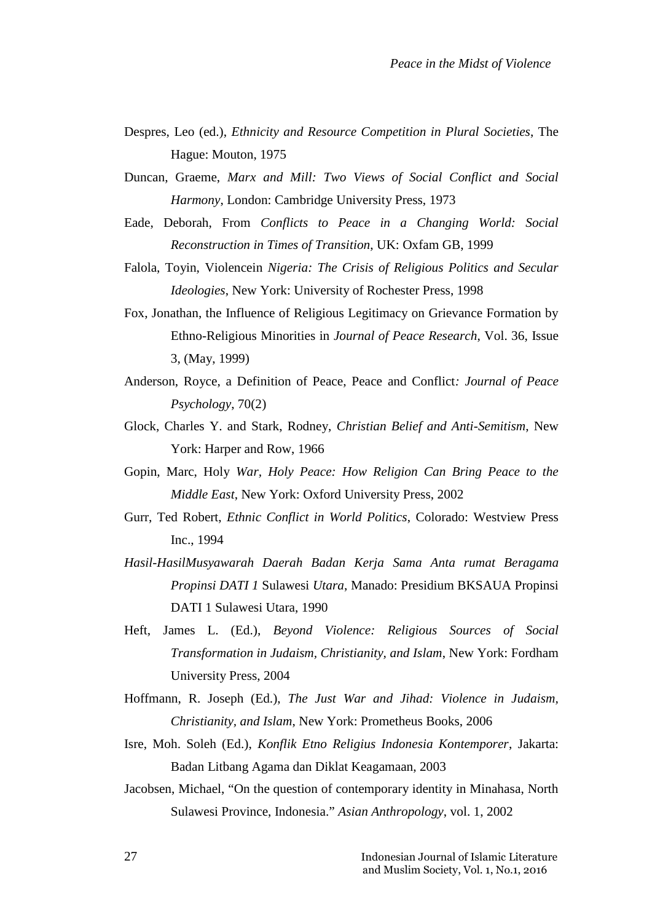Despres, Leo (ed.), *Ethnicity and Resource Competition in Plural Societies*, The Hague: Mouton, 1975

Duncan, Graeme, *Marx and Mill: Two Views of Social Conflict and Social Harmony*, London: Cambridge University Press, 1973

Eade, Deborah, From *Conflicts to Peace in a Changing World: Social Reconstruction in Times of Transition*, UK: Oxfam GB, 1999

Falola, Toyin, Violencein *Nigeria: The Crisis of Religious Politics and Secular Ideologies*, New York: University of Rochester Press, 1998

Fox, Jonathan, the Influence of Religious Legitimacy on Grievance Formation by Ethno-Religious Minorities in *Journal of Peace Research*, Vol. 36, Issue 3, (May, 1999)

Anderson, Royce, a Definition of Peace, Peace and Conflict*: Journal of Peace Psychology*, 70(2)

Glock, Charles Y. and Stark, Rodney, *Christian Belief and Anti-Semitism*, New York: Harper and Row, 1966

Gopin, Marc, Holy *War, Holy Peace: How Religion Can Bring Peace to the Middle East*, New York: Oxford University Press, 2002

Gurr, Ted Robert, *Ethnic Conflict in World Politics*, Colorado: Westview Press Inc., 1994

*Hasil-HasilMusyawarah Daerah Badan Kerja Sama Anta rumat Beragama Propinsi DATI 1* Sulawesi *Utara*, Manado: Presidium BKSAUA Propinsi DATI 1 Sulawesi Utara, 1990

Heft, James L. (Ed.), *Beyond Violence: Religious Sources of Social Transformation in Judaism, Christianity, and Islam*, New York: Fordham University Press, 2004

Hoffmann, R. Joseph (Ed.), *The Just War and Jihad: Violence in Judaism, Christianity, and Islam*, New York: Prometheus Books, 2006

Isre, Moh. Soleh (Ed.), *Konflik Etno Religius Indonesia Kontemporer*, Jakarta: Badan Litbang Agama dan Diklat Keagamaan, 2003

Jacobsen, Michael, "On the question of contemporary identity in Minahasa, North Sulawesi Province, Indonesia." *Asian Anthropology*, vol. 1, 2002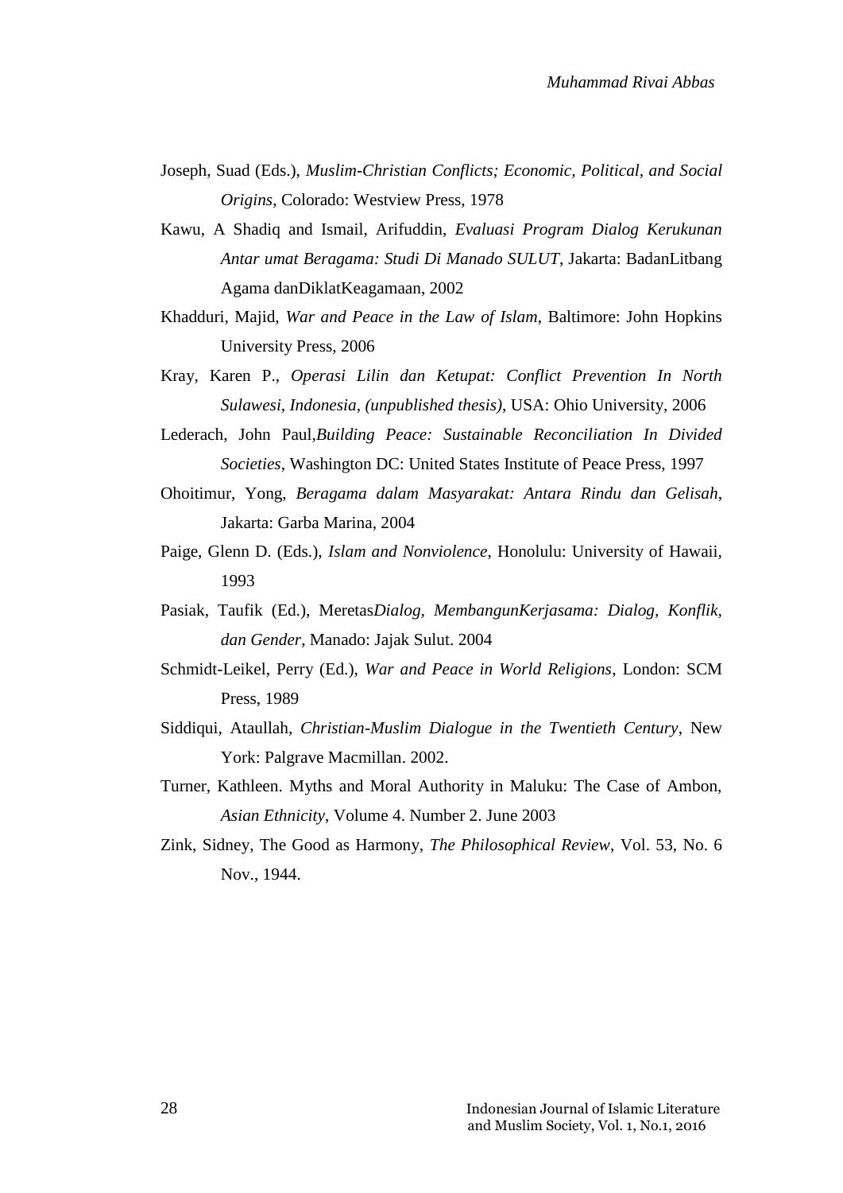Joseph, Suad (Eds.), *Muslim-Christian Conflicts; Economic, Political, and Social Origins*, Colorado: Westview Press, 1978

Kawu, A Shadiq and Ismail, Arifuddin, *Evaluasi Program Dialog Kerukunan Antar umat Beragama: Studi Di Manado SULUT*, Jakarta: BadanLitbang Agama danDiklatKeagamaan, 2002

Khadduri, Majid, *War and Peace in the Law of Islam*, Baltimore: John Hopkins University Press, 2006

Kray, Karen P., *Operasi Lilin dan Ketupat: Conflict Prevention In North Sulawesi, Indonesia*, *(unpublished thesis)*, USA: Ohio University, 2006

Lederach, John Paul,*Building Peace: Sustainable Reconciliation In Divided Societies*, Washington DC: United States Institute of Peace Press, 1997

Ohoitimur, Yong, *Beragama dalam Masyarakat: Antara Rindu dan Gelisah*, Jakarta: Garba Marina, 2004

Paige, Glenn D. (Eds.), *Islam and Nonviolence*, Honolulu: University of Hawaii, 1993

Pasiak, Taufik (Ed.), Meretas*Dialog, MembangunKerjasama: Dialog, Konflik, dan Gender*, Manado: Jajak Sulut. 2004

Schmidt-Leikel, Perry (Ed.), *War and Peace in World Religions*, London: SCM Press, 1989

Siddiqui, Ataullah, *Christian-Muslim Dialogue in the Twentieth Century*, New York: Palgrave Macmillan. 2002.

Turner, Kathleen. Myths and Moral Authority in Maluku: The Case of Ambon, *Asian Ethnicity*, Volume 4. Number 2. June 2003

Zink, Sidney, The Good as Harmony, *The Philosophical Review*, Vol. 53, No. 6 Nov., 1944.